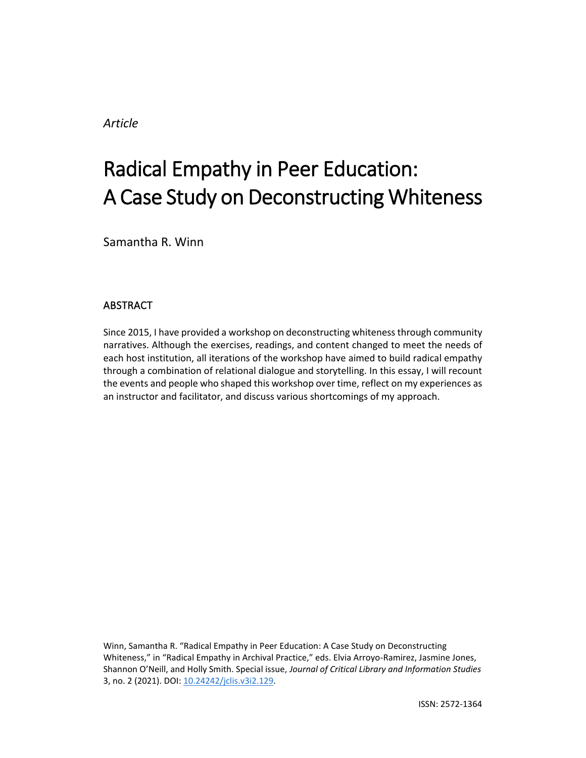*Article*

# Radical Empathy in Peer Education: A Case Study on Deconstructing Whiteness

Samantha R. Winn

## ABSTRACT

Since 2015, I have provided a workshop on deconstructing whiteness through community narratives. Although the exercises, readings, and content changed to meet the needs of each host institution, all iterations of the workshop have aimed to build radical empathy through a combination of relational dialogue and storytelling. In this essay, I will recount the events and people who shaped this workshop over time, reflect on my experiences as an instructor and facilitator, and discuss various shortcomings of my approach.

Winn, Samantha R. "Radical Empathy in Peer Education: A Case Study on Deconstructing Whiteness," in "Radical Empathy in Archival Practice," eds. Elvia Arroyo-Ramirez, Jasmine Jones, Shannon O'Neill, and Holly Smith. Special issue, *Journal of Critical Library and Information Studies* 3, no. 2 (2021). DOI: 10.24242/jclis.v3i2.129.

ISSN: 2572-1364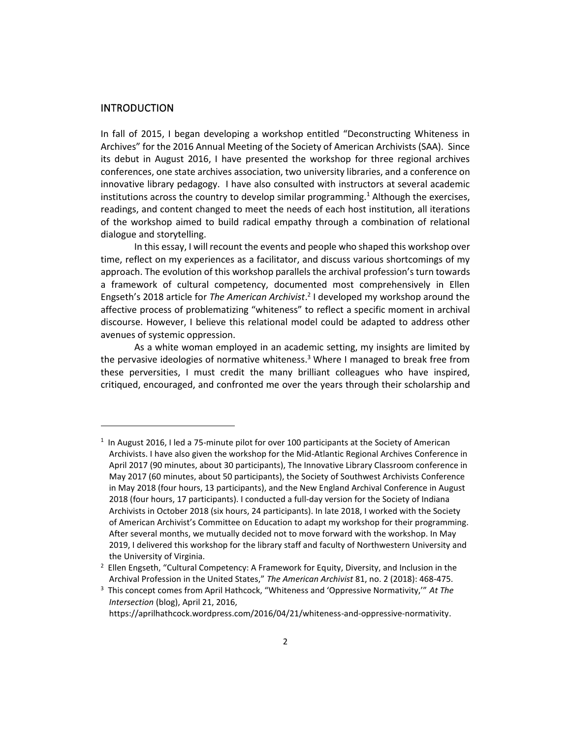## INTRODUCTION

In fall of 2015, I began developing a workshop entitled "Deconstructing Whiteness in Archives" for the 2016 Annual Meeting of the Society of American Archivists (SAA). Since its debut in August 2016, I have presented the workshop for three regional archives conferences, one state archives association, two university libraries, and a conference on innovative library pedagogy. I have also consulted with instructors at several academic institutions across the country to develop similar programming.[1] Although the exercises, readings, and content changed to meet the needs of each host institution, all iterations of the workshop aimed to build radical empathy through a combination of relational dialogue and storytelling.

In this essay, I will recount the events and people who shaped this workshop over time, reflect on my experiences as a facilitator, and discuss various shortcomings of my approach. The evolution of this workshop parallels the archival profession's turn towards a framework of cultural competency, documented most comprehensively in Ellen Engseth's 2018 article for *The American Archivist*.[2] I developed my workshop around the affective process of problematizing "whiteness" to reflect a specific moment in archival discourse. However, I believe this relational model could be adapted to address other avenues of systemic oppression.

As a white woman employed in an academic setting, my insights are limited by the pervasive ideologies of normative whiteness.[3] Where I managed to break free from these perversities, I must credit the many brilliant colleagues who have inspired, critiqued, encouraged, and confronted me over the years through their scholarship and

---

[1] In August 2016, I led a 75-minute pilot for over 100 participants at the Society of American Archivists. I have also given the workshop for the Mid-Atlantic Regional Archives Conference in April 2017 (90 minutes, about 30 participants), The Innovative Library Classroom conference in May 2017 (60 minutes, about 50 participants), the Society of Southwest Archivists Conference in May 2018 (four hours, 13 participants), and the New England Archival Conference in August 2018 (four hours, 17 participants). I conducted a full-day version for the Society of Indiana Archivists in October 2018 (six hours, 24 participants). In late 2018, I worked with the Society of American Archivist's Committee on Education to adapt my workshop for their programming. After several months, we mutually decided not to move forward with the workshop. In May 2019, I delivered this workshop for the library staff and faculty of Northwestern University and the University of Virginia.

[2] Ellen Engseth, "Cultural Competency: A Framework for Equity, Diversity, and Inclusion in the Archival Profession in the United States," *The American Archivist* 81, no. 2 (2018): 468-475.

[3] This concept comes from April Hathcock, "Whiteness and 'Oppressive Normativity,'" *At The Intersection* (blog), April 21, 2016, https://aprilhathcock.wordpress.com/2016/04/21/whiteness-and-oppressive-normativity.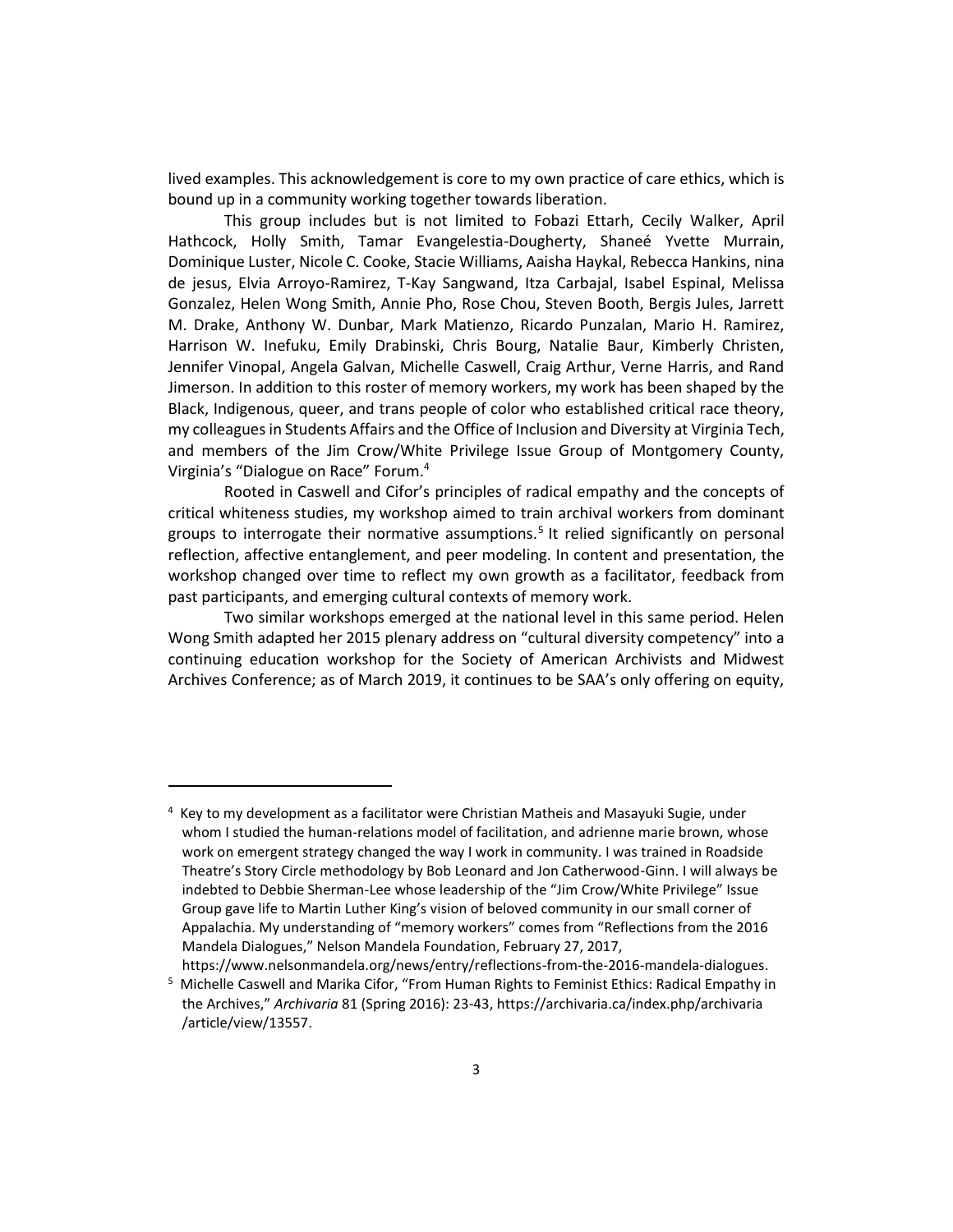lived examples. This acknowledgement is core to my own practice of care ethics, which is bound up in a community working together towards liberation.

This group includes but is not limited to Fobazi Ettarh, Cecily Walker, April Hathcock, Holly Smith, Tamar Evangelestia-Dougherty, Shaneé Yvette Murrain, Dominique Luster, Nicole C. Cooke, Stacie Williams, Aaisha Haykal, Rebecca Hankins, nina de jesus, Elvia Arroyo-Ramirez, T-Kay Sangwand, Itza Carbajal, Isabel Espinal, Melissa Gonzalez, Helen Wong Smith, Annie Pho, Rose Chou, Steven Booth, Bergis Jules, Jarrett M. Drake, Anthony W. Dunbar, Mark Matienzo, Ricardo Punzalan, Mario H. Ramirez, Harrison W. Inefuku, Emily Drabinski, Chris Bourg, Natalie Baur, Kimberly Christen, Jennifer Vinopal, Angela Galvan, Michelle Caswell, Craig Arthur, Verne Harris, and Rand Jimerson. In addition to this roster of memory workers, my work has been shaped by the Black, Indigenous, queer, and trans people of color who established critical race theory, my colleagues in Students Affairs and the Office of Inclusion and Diversity at Virginia Tech, and members of the Jim Crow/White Privilege Issue Group of Montgomery County, Virginia's "Dialogue on Race" Forum.[4]

Rooted in Caswell and Cifor's principles of radical empathy and the concepts of critical whiteness studies, my workshop aimed to train archival workers from dominant groups to interrogate their normative assumptions.[5] It relied significantly on personal reflection, affective entanglement, and peer modeling. In content and presentation, the workshop changed over time to reflect my own growth as a facilitator, feedback from past participants, and emerging cultural contexts of memory work.

Two similar workshops emerged at the national level in this same period. Helen Wong Smith adapted her 2015 plenary address on "cultural diversity competency" into a continuing education workshop for the Society of American Archivists and Midwest Archives Conference; as of March 2019, it continues to be SAA's only offering on equity,

---

[4] Key to my development as a facilitator were Christian Matheis and Masayuki Sugie, under whom I studied the human-relations model of facilitation, and adrienne marie brown, whose work on emergent strategy changed the way I work in community. I was trained in Roadside Theatre's Story Circle methodology by Bob Leonard and Jon Catherwood-Ginn. I will always be indebted to Debbie Sherman-Lee whose leadership of the "Jim Crow/White Privilege" Issue Group gave life to Martin Luther King's vision of beloved community in our small corner of Appalachia. My understanding of "memory workers" comes from "Reflections from the 2016 Mandela Dialogues," Nelson Mandela Foundation, February 27, 2017, https://www.nelsonmandela.org/news/entry/reflections-from-the-2016-mandela-dialogues.

[5] Michelle Caswell and Marika Cifor, "From Human Rights to Feminist Ethics: Radical Empathy in the Archives," *Archivaria* 81 (Spring 2016): 23-43, https://archivaria.ca/index.php/archivaria/article/view/13557.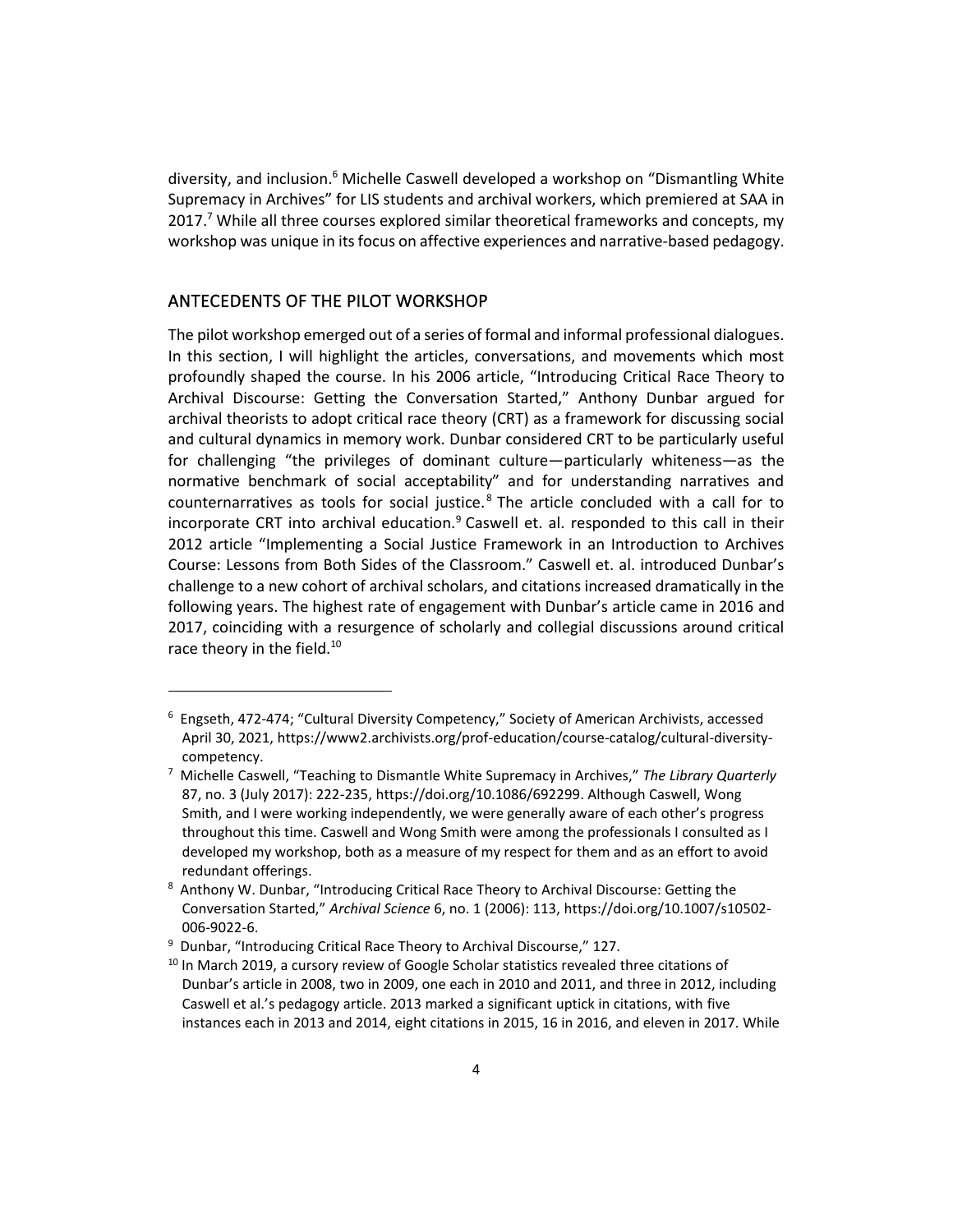diversity, and inclusion.[6] Michelle Caswell developed a workshop on "Dismantling White Supremacy in Archives" for LIS students and archival workers, which premiered at SAA in 2017.[7] While all three courses explored similar theoretical frameworks and concepts, my workshop was unique in its focus on affective experiences and narrative-based pedagogy.

## ANTECEDENTS OF THE PILOT WORKSHOP

The pilot workshop emerged out of a series of formal and informal professional dialogues. In this section, I will highlight the articles, conversations, and movements which most profoundly shaped the course. In his 2006 article, "Introducing Critical Race Theory to Archival Discourse: Getting the Conversation Started," Anthony Dunbar argued for archival theorists to adopt critical race theory (CRT) as a framework for discussing social and cultural dynamics in memory work. Dunbar considered CRT to be particularly useful for challenging "the privileges of dominant culture—particularly whiteness—as the normative benchmark of social acceptability" and for understanding narratives and counternarratives as tools for social justice.[8] The article concluded with a call for to incorporate CRT into archival education.[9] Caswell et. al. responded to this call in their 2012 article "Implementing a Social Justice Framework in an Introduction to Archives Course: Lessons from Both Sides of the Classroom." Caswell et. al. introduced Dunbar's challenge to a new cohort of archival scholars, and citations increased dramatically in the following years. The highest rate of engagement with Dunbar's article came in 2016 and 2017, coinciding with a resurgence of scholarly and collegial discussions around critical race theory in the field.[10]

---

[6] Engseth, 472-474; "Cultural Diversity Competency," Society of American Archivists, accessed April 30, 2021, https://www2.archivists.org/prof-education/course-catalog/cultural-diversity-competency.

[7] Michelle Caswell, "Teaching to Dismantle White Supremacy in Archives," *The Library Quarterly* 87, no. 3 (July 2017): 222-235, https://doi.org/10.1086/692299. Although Caswell, Wong Smith, and I were working independently, we were generally aware of each other's progress throughout this time. Caswell and Wong Smith were among the professionals I consulted as I developed my workshop, both as a measure of my respect for them and as an effort to avoid redundant offerings.

[8] Anthony W. Dunbar, "Introducing Critical Race Theory to Archival Discourse: Getting the Conversation Started," *Archival Science* 6, no. 1 (2006): 113, https://doi.org/10.1007/s10502-006-9022-6.

[9] Dunbar, "Introducing Critical Race Theory to Archival Discourse," 127.

[10] In March 2019, a cursory review of Google Scholar statistics revealed three citations of Dunbar's article in 2008, two in 2009, one each in 2010 and 2011, and three in 2012, including Caswell et al.'s pedagogy article. 2013 marked a significant uptick in citations, with five instances each in 2013 and 2014, eight citations in 2015, 16 in 2016, and eleven in 2017. While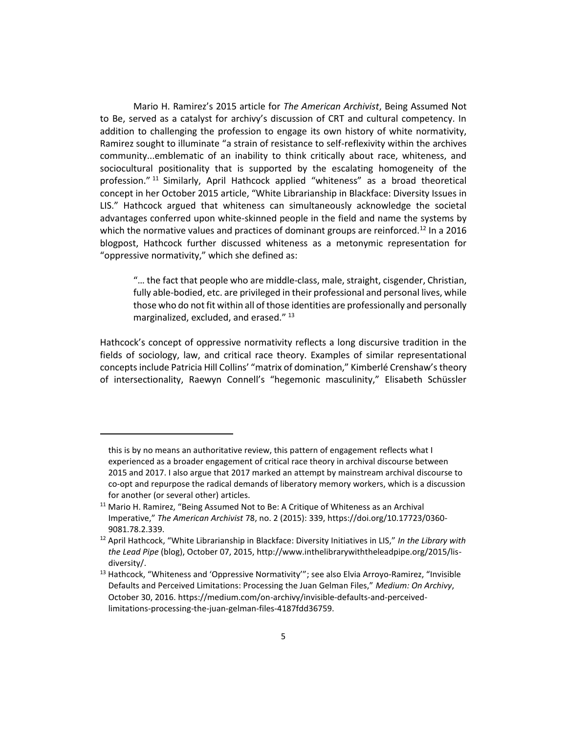Mario H. Ramirez's 2015 article for *The American Archivist*, Being Assumed Not to Be, served as a catalyst for archivy's discussion of CRT and cultural competency. In addition to challenging the profession to engage its own history of white normativity, Ramirez sought to illuminate "a strain of resistance to self-reflexivity within the archives community...emblematic of an inability to think critically about race, whiteness, and sociocultural positionality that is supported by the escalating homogeneity of the profession." [11] Similarly, April Hathcock applied "whiteness" as a broad theoretical concept in her October 2015 article, "White Librarianship in Blackface: Diversity Issues in LIS." Hathcock argued that whiteness can simultaneously acknowledge the societal advantages conferred upon white-skinned people in the field and name the systems by which the normative values and practices of dominant groups are reinforced.[12] In a 2016 blogpost, Hathcock further discussed whiteness as a metonymic representation for "oppressive normativity," which she defined as:

> "… the fact that people who are middle-class, male, straight, cisgender, Christian, fully able-bodied, etc. are privileged in their professional and personal lives, while those who do not fit within all of those identities are professionally and personally marginalized, excluded, and erased." [13]

Hathcock's concept of oppressive normativity reflects a long discursive tradition in the fields of sociology, law, and critical race theory. Examples of similar representational concepts include Patricia Hill Collins' "matrix of domination," Kimberlé Crenshaw's theory of intersectionality, Raewyn Connell's "hegemonic masculinity," Elisabeth Schüssler

---

this is by no means an authoritative review, this pattern of engagement reflects what I experienced as a broader engagement of critical race theory in archival discourse between 2015 and 2017. I also argue that 2017 marked an attempt by mainstream archival discourse to co-opt and repurpose the radical demands of liberatory memory workers, which is a discussion for another (or several other) articles.

[11] Mario H. Ramirez, "Being Assumed Not to Be: A Critique of Whiteness as an Archival Imperative," *The American Archivist* 78, no. 2 (2015): 339, https://doi.org/10.17723/0360-9081.78.2.339.

[12] April Hathcock, "White Librarianship in Blackface: Diversity Initiatives in LIS," *In the Library with the Lead Pipe* (blog), October 07, 2015, http://www.inthelibrarywiththeleadpipe.org/2015/lis-diversity/.

[13] Hathcock, "Whiteness and 'Oppressive Normativity'"; see also Elvia Arroyo-Ramirez, "Invisible Defaults and Perceived Limitations: Processing the Juan Gelman Files," *Medium: On Archivy*, October 30, 2016. https://medium.com/on-archivy/invisible-defaults-and-perceived-limitations-processing-the-juan-gelman-files-4187fdd36759.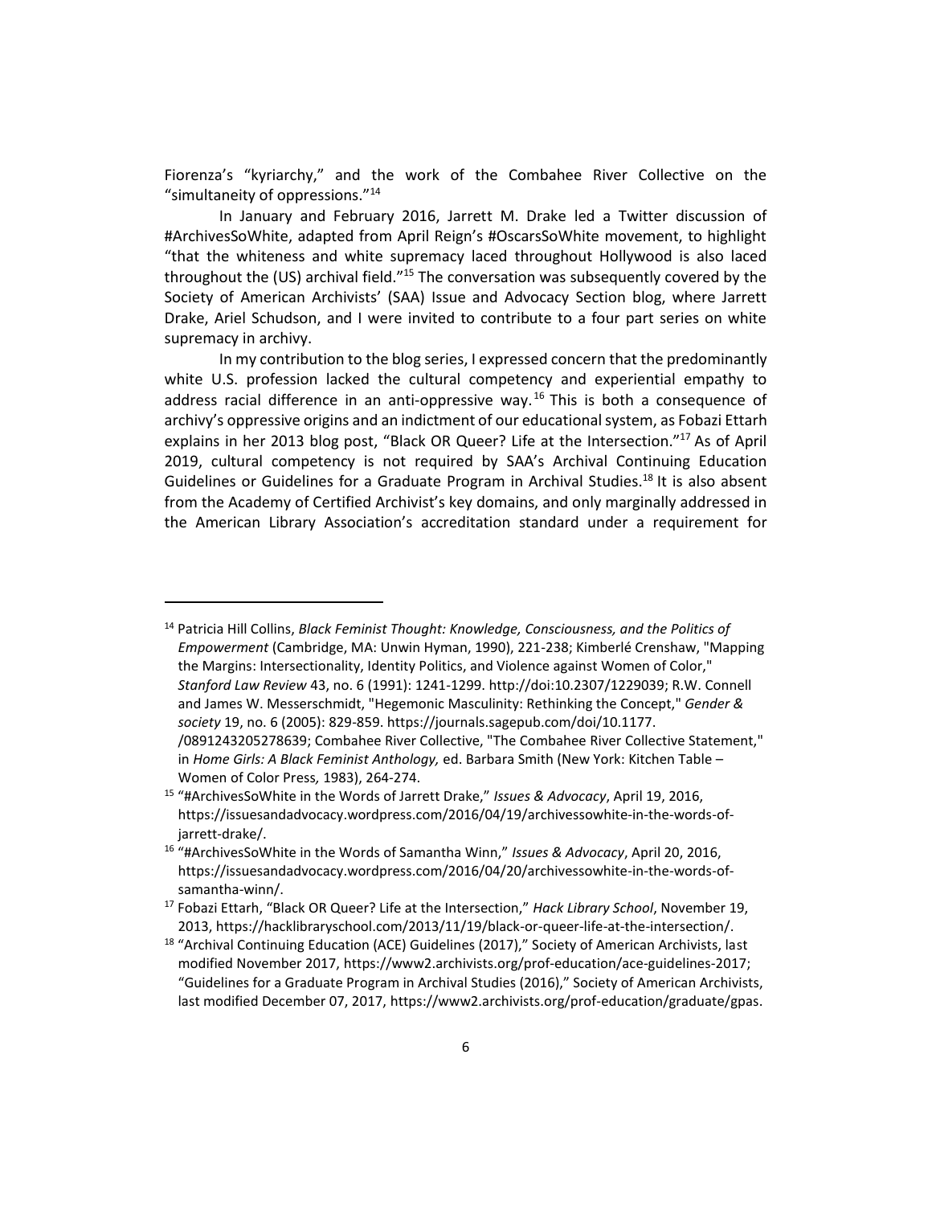Fiorenza's "kyriarchy," and the work of the Combahee River Collective on the "simultaneity of oppressions."[14]

In January and February 2016, Jarrett M. Drake led a Twitter discussion of #ArchivesSoWhite, adapted from April Reign's #OscarsSoWhite movement, to highlight "that the whiteness and white supremacy laced throughout Hollywood is also laced throughout the (US) archival field."[15] The conversation was subsequently covered by the Society of American Archivists' (SAA) Issue and Advocacy Section blog, where Jarrett Drake, Ariel Schudson, and I were invited to contribute to a four part series on white supremacy in archivy.

In my contribution to the blog series, I expressed concern that the predominantly white U.S. profession lacked the cultural competency and experiential empathy to address racial difference in an anti-oppressive way.[16] This is both a consequence of archivy's oppressive origins and an indictment of our educational system, as Fobazi Ettarh explains in her 2013 blog post, "Black OR Queer? Life at the Intersection."[17] As of April 2019, cultural competency is not required by SAA's Archival Continuing Education Guidelines or Guidelines for a Graduate Program in Archival Studies.[18] It is also absent from the Academy of Certified Archivist's key domains, and only marginally addressed in the American Library Association's accreditation standard under a requirement for

---

[14] Patricia Hill Collins, *Black Feminist Thought: Knowledge, Consciousness, and the Politics of Empowerment* (Cambridge, MA: Unwin Hyman, 1990), 221-238; Kimberlé Crenshaw, "Mapping the Margins: Intersectionality, Identity Politics, and Violence against Women of Color," *Stanford Law Review* 43, no. 6 (1991): 1241-1299. http://doi:10.2307/1229039; R.W. Connell and James W. Messerschmidt, "Hegemonic Masculinity: Rethinking the Concept," *Gender & society* 19, no. 6 (2005): 829-859. https://journals.sagepub.com/doi/10.1177. /0891243205278639; Combahee River Collective, "The Combahee River Collective Statement," in *Home Girls: A Black Feminist Anthology,* ed. Barbara Smith (New York: Kitchen Table – Women of Color Press*,* 1983), 264-274.

[15] "#ArchivesSoWhite in the Words of Jarrett Drake," *Issues & Advocacy*, April 19, 2016, https://issuesandadvocacy.wordpress.com/2016/04/19/archivessowhite-in-the-words-of-jarrett-drake/.

[16] "#ArchivesSoWhite in the Words of Samantha Winn," *Issues & Advocacy*, April 20, 2016, https://issuesandadvocacy.wordpress.com/2016/04/20/archivessowhite-in-the-words-of-samantha-winn/.

[17] Fobazi Ettarh, "Black OR Queer? Life at the Intersection," *Hack Library School*, November 19, 2013, https://hacklibraryschool.com/2013/11/19/black-or-queer-life-at-the-intersection/.

[18] "Archival Continuing Education (ACE) Guidelines (2017)," Society of American Archivists, last modified November 2017, https://www2.archivists.org/prof-education/ace-guidelines-2017; "Guidelines for a Graduate Program in Archival Studies (2016)," Society of American Archivists, last modified December 07, 2017, https://www2.archivists.org/prof-education/graduate/gpas.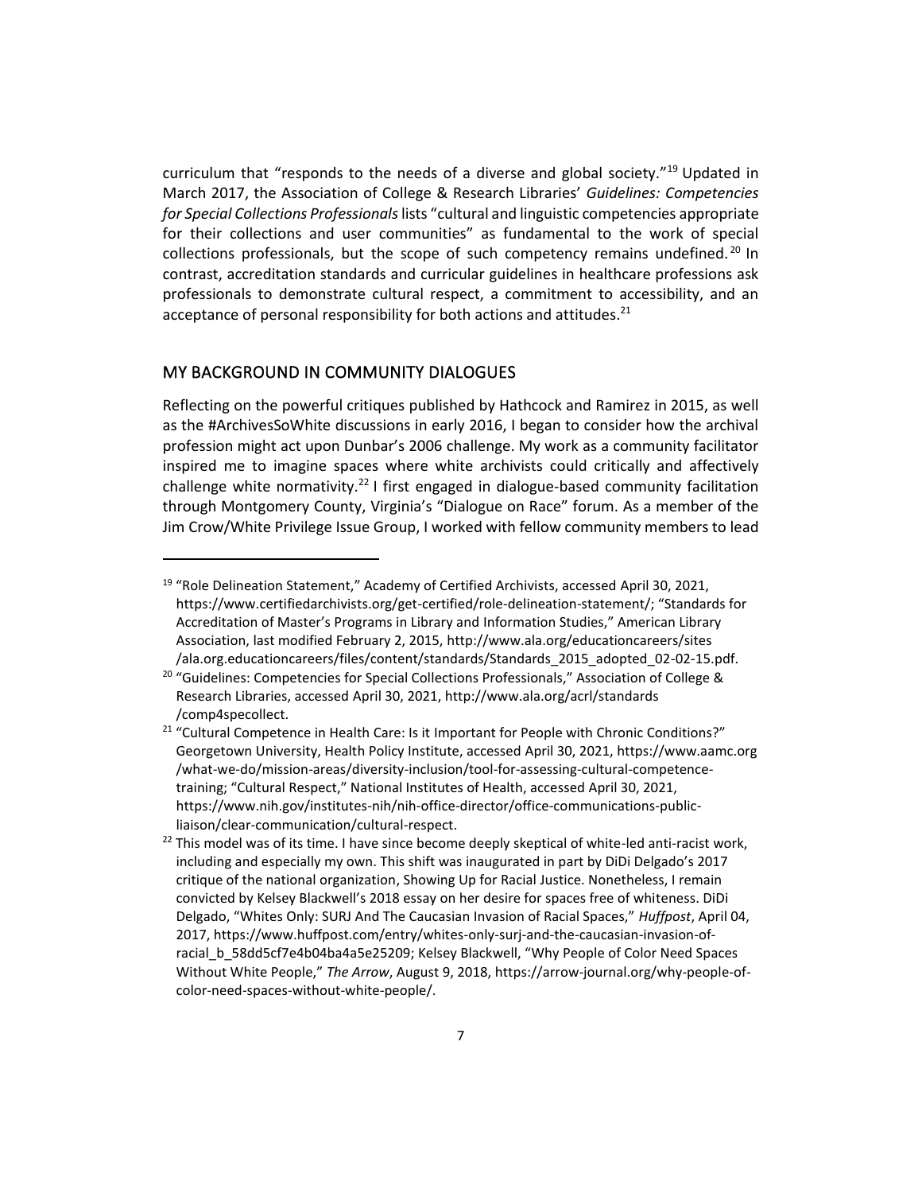curriculum that "responds to the needs of a diverse and global society."[19] Updated in March 2017, the Association of College & Research Libraries' *Guidelines: Competencies for Special Collections Professionals* lists "cultural and linguistic competencies appropriate for their collections and user communities" as fundamental to the work of special collections professionals, but the scope of such competency remains undefined.[20] In contrast, accreditation standards and curricular guidelines in healthcare professions ask professionals to demonstrate cultural respect, a commitment to accessibility, and an acceptance of personal responsibility for both actions and attitudes.[21]

## MY BACKGROUND IN COMMUNITY DIALOGUES

Reflecting on the powerful critiques published by Hathcock and Ramirez in 2015, as well as the #ArchivesSoWhite discussions in early 2016, I began to consider how the archival profession might act upon Dunbar's 2006 challenge. My work as a community facilitator inspired me to imagine spaces where white archivists could critically and affectively challenge white normativity.[22] I first engaged in dialogue-based community facilitation through Montgomery County, Virginia's "Dialogue on Race" forum. As a member of the Jim Crow/White Privilege Issue Group, I worked with fellow community members to lead

---

[19] "Role Delineation Statement," Academy of Certified Archivists, accessed April 30, 2021, https://www.certifiedarchivists.org/get-certified/role-delineation-statement/; "Standards for Accreditation of Master's Programs in Library and Information Studies," American Library Association, last modified February 2, 2015, http://www.ala.org/educationcareers/sites/ala.org.educationcareers/files/content/standards/Standards_2015_adopted_02-02-15.pdf.

[20] "Guidelines: Competencies for Special Collections Professionals," Association of College & Research Libraries, accessed April 30, 2021, http://www.ala.org/acrl/standards/comp4specollect.

[21] "Cultural Competence in Health Care: Is it Important for People with Chronic Conditions?" Georgetown University, Health Policy Institute, accessed April 30, 2021, https://www.aamc.org/what-we-do/mission-areas/diversity-inclusion/tool-for-assessing-cultural-competence-training; "Cultural Respect," National Institutes of Health, accessed April 30, 2021, https://www.nih.gov/institutes-nih/nih-office-director/office-communications-public-liaison/clear-communication/cultural-respect.

[22] This model was of its time. I have since become deeply skeptical of white-led anti-racist work, including and especially my own. This shift was inaugurated in part by DiDi Delgado's 2017 critique of the national organization, Showing Up for Racial Justice. Nonetheless, I remain convicted by Kelsey Blackwell's 2018 essay on her desire for spaces free of whiteness. DiDi Delgado, "Whites Only: SURJ And The Caucasian Invasion of Racial Spaces," *Huffpost*, April 04, 2017, https://www.huffpost.com/entry/whites-only-surj-and-the-caucasian-invasion-of-racial_b_58dd5cf7e4b04ba4a5e25209; Kelsey Blackwell, "Why People of Color Need Spaces Without White People," *The Arrow*, August 9, 2018, https://arrow-journal.org/why-people-of-color-need-spaces-without-white-people/.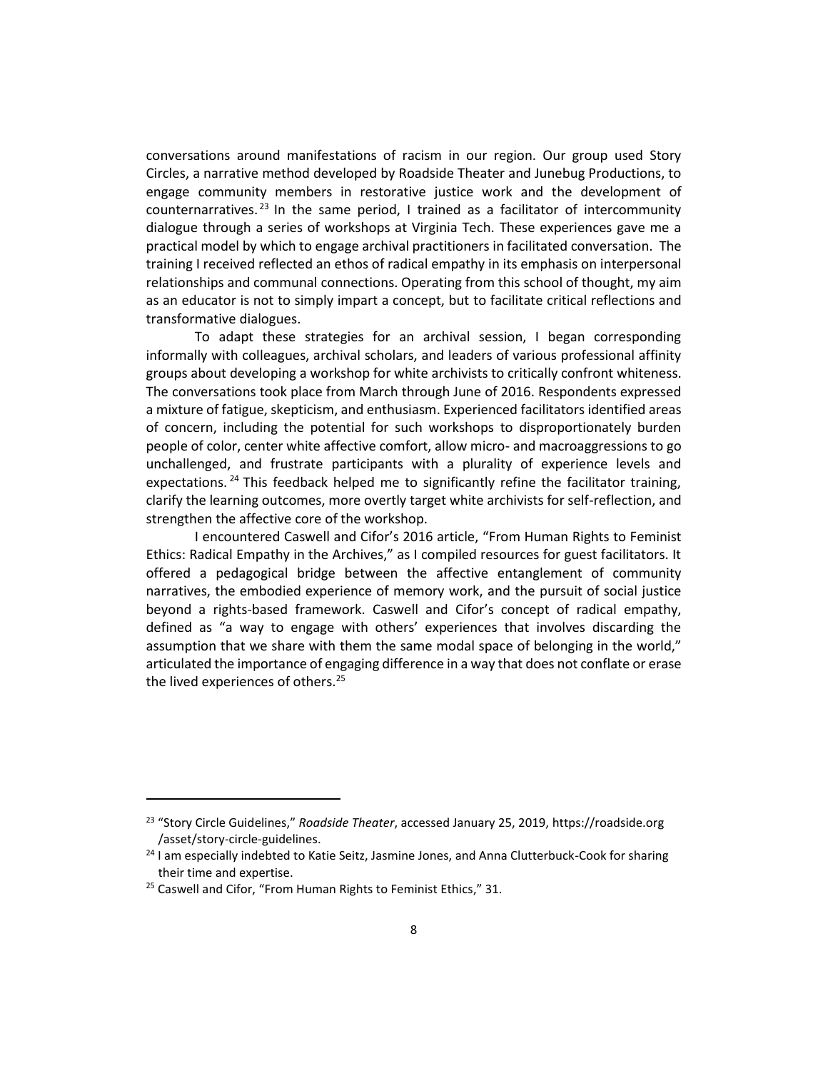conversations around manifestations of racism in our region. Our group used Story Circles, a narrative method developed by Roadside Theater and Junebug Productions, to engage community members in restorative justice work and the development of counternarratives.[23] In the same period, I trained as a facilitator of intercommunity dialogue through a series of workshops at Virginia Tech. These experiences gave me a practical model by which to engage archival practitioners in facilitated conversation. The training I received reflected an ethos of radical empathy in its emphasis on interpersonal relationships and communal connections. Operating from this school of thought, my aim as an educator is not to simply impart a concept, but to facilitate critical reflections and transformative dialogues.

To adapt these strategies for an archival session, I began corresponding informally with colleagues, archival scholars, and leaders of various professional affinity groups about developing a workshop for white archivists to critically confront whiteness. The conversations took place from March through June of 2016. Respondents expressed a mixture of fatigue, skepticism, and enthusiasm. Experienced facilitators identified areas of concern, including the potential for such workshops to disproportionately burden people of color, center white affective comfort, allow micro- and macroaggressions to go unchallenged, and frustrate participants with a plurality of experience levels and expectations.[24] This feedback helped me to significantly refine the facilitator training, clarify the learning outcomes, more overtly target white archivists for self-reflection, and strengthen the affective core of the workshop.

I encountered Caswell and Cifor's 2016 article, "From Human Rights to Feminist Ethics: Radical Empathy in the Archives," as I compiled resources for guest facilitators. It offered a pedagogical bridge between the affective entanglement of community narratives, the embodied experience of memory work, and the pursuit of social justice beyond a rights-based framework. Caswell and Cifor's concept of radical empathy, defined as "a way to engage with others' experiences that involves discarding the assumption that we share with them the same modal space of belonging in the world," articulated the importance of engaging difference in a way that does not conflate or erase the lived experiences of others.[25]

---

[23] "Story Circle Guidelines," *Roadside Theater*, accessed January 25, 2019, https://roadside.org/asset/story-circle-guidelines.

[24] I am especially indebted to Katie Seitz, Jasmine Jones, and Anna Clutterbuck-Cook for sharing their time and expertise.

[25] Caswell and Cifor, "From Human Rights to Feminist Ethics," 31.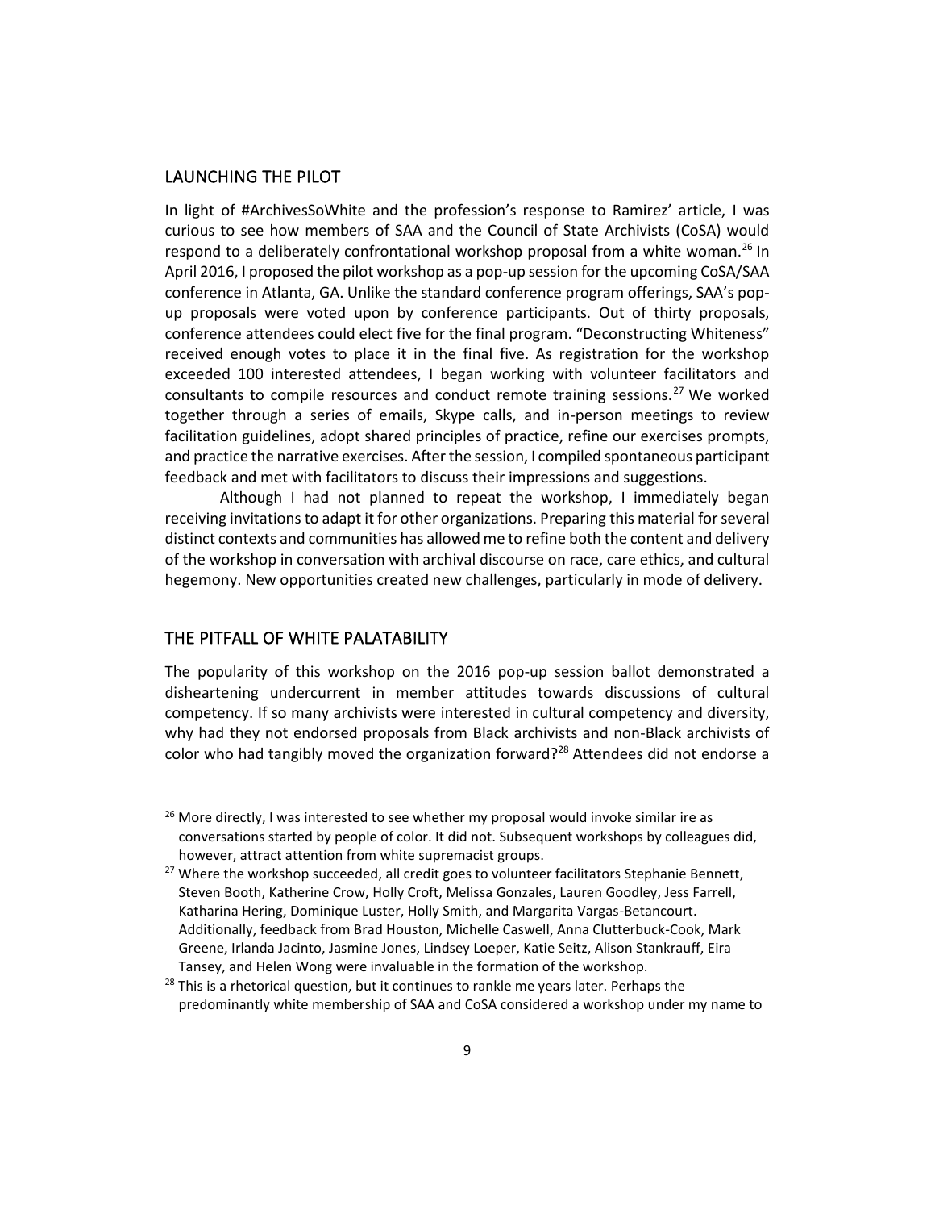## LAUNCHING THE PILOT

In light of #ArchivesSoWhite and the profession's response to Ramirez' article, I was curious to see how members of SAA and the Council of State Archivists (CoSA) would respond to a deliberately confrontational workshop proposal from a white woman.[26] In April 2016, I proposed the pilot workshop as a pop-up session for the upcoming CoSA/SAA conference in Atlanta, GA. Unlike the standard conference program offerings, SAA's pop-up proposals were voted upon by conference participants. Out of thirty proposals, conference attendees could elect five for the final program. "Deconstructing Whiteness" received enough votes to place it in the final five. As registration for the workshop exceeded 100 interested attendees, I began working with volunteer facilitators and consultants to compile resources and conduct remote training sessions.[27] We worked together through a series of emails, Skype calls, and in-person meetings to review facilitation guidelines, adopt shared principles of practice, refine our exercises prompts, and practice the narrative exercises. After the session, I compiled spontaneous participant feedback and met with facilitators to discuss their impressions and suggestions.

Although I had not planned to repeat the workshop, I immediately began receiving invitations to adapt it for other organizations. Preparing this material for several distinct contexts and communities has allowed me to refine both the content and delivery of the workshop in conversation with archival discourse on race, care ethics, and cultural hegemony. New opportunities created new challenges, particularly in mode of delivery.

## THE PITFALL OF WHITE PALATABILITY

The popularity of this workshop on the 2016 pop-up session ballot demonstrated a disheartening undercurrent in member attitudes towards discussions of cultural competency. If so many archivists were interested in cultural competency and diversity, why had they not endorsed proposals from Black archivists and non-Black archivists of color who had tangibly moved the organization forward?[28] Attendees did not endorse a

---

[26] More directly, I was interested to see whether my proposal would invoke similar ire as conversations started by people of color. It did not. Subsequent workshops by colleagues did, however, attract attention from white supremacist groups.

[27] Where the workshop succeeded, all credit goes to volunteer facilitators Stephanie Bennett, Steven Booth, Katherine Crow, Holly Croft, Melissa Gonzales, Lauren Goodley, Jess Farrell, Katharina Hering, Dominique Luster, Holly Smith, and Margarita Vargas-Betancourt. Additionally, feedback from Brad Houston, Michelle Caswell, Anna Clutterbuck-Cook, Mark Greene, Irlanda Jacinto, Jasmine Jones, Lindsey Loeper, Katie Seitz, Alison Stankrauff, Eira Tansey, and Helen Wong were invaluable in the formation of the workshop.

[28] This is a rhetorical question, but it continues to rankle me years later. Perhaps the predominantly white membership of SAA and CoSA considered a workshop under my name to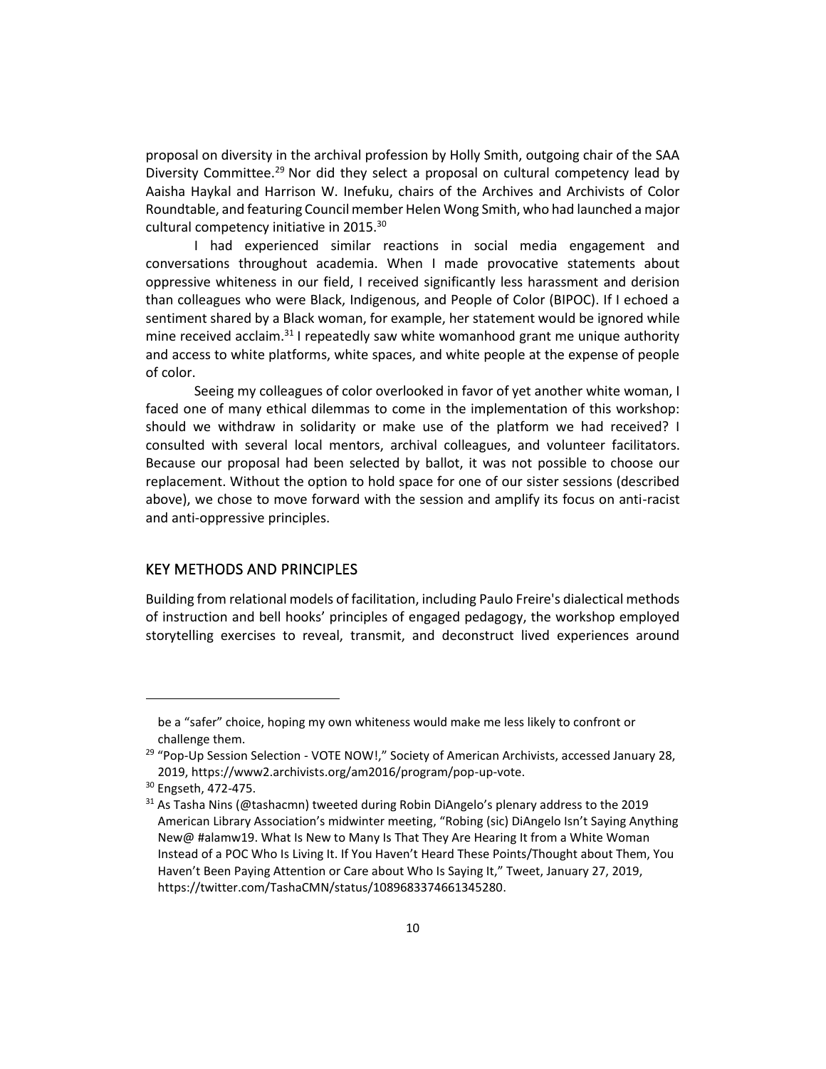proposal on diversity in the archival profession by Holly Smith, outgoing chair of the SAA Diversity Committee.[29] Nor did they select a proposal on cultural competency lead by Aaisha Haykal and Harrison W. Inefuku, chairs of the Archives and Archivists of Color Roundtable, and featuring Council member Helen Wong Smith, who had launched a major cultural competency initiative in 2015.[30]

I had experienced similar reactions in social media engagement and conversations throughout academia. When I made provocative statements about oppressive whiteness in our field, I received significantly less harassment and derision than colleagues who were Black, Indigenous, and People of Color (BIPOC). If I echoed a sentiment shared by a Black woman, for example, her statement would be ignored while mine received acclaim.[31] I repeatedly saw white womanhood grant me unique authority and access to white platforms, white spaces, and white people at the expense of people of color.

Seeing my colleagues of color overlooked in favor of yet another white woman, I faced one of many ethical dilemmas to come in the implementation of this workshop: should we withdraw in solidarity or make use of the platform we had received? I consulted with several local mentors, archival colleagues, and volunteer facilitators. Because our proposal had been selected by ballot, it was not possible to choose our replacement. Without the option to hold space for one of our sister sessions (described above), we chose to move forward with the session and amplify its focus on anti-racist and anti-oppressive principles.

## KEY METHODS AND PRINCIPLES

Building from relational models of facilitation, including Paulo Freire's dialectical methods of instruction and bell hooks' principles of engaged pedagogy, the workshop employed storytelling exercises to reveal, transmit, and deconstruct lived experiences around

---

be a "safer" choice, hoping my own whiteness would make me less likely to confront or challenge them.

[29] "Pop-Up Session Selection - VOTE NOW!," Society of American Archivists, accessed January 28, 2019, https://www2.archivists.org/am2016/program/pop-up-vote.

[30] Engseth, 472-475.

[31] As Tasha Nins (@tashacmn) tweeted during Robin DiAngelo's plenary address to the 2019 American Library Association's midwinter meeting, "Robing (sic) DiAngelo Isn't Saying Anything New@ #alamw19. What Is New to Many Is That They Are Hearing It from a White Woman Instead of a POC Who Is Living It. If You Haven't Heard These Points/Thought about Them, You Haven't Been Paying Attention or Care about Who Is Saying It," Tweet, January 27, 2019, https://twitter.com/TashaCMN/status/1089683374661345280.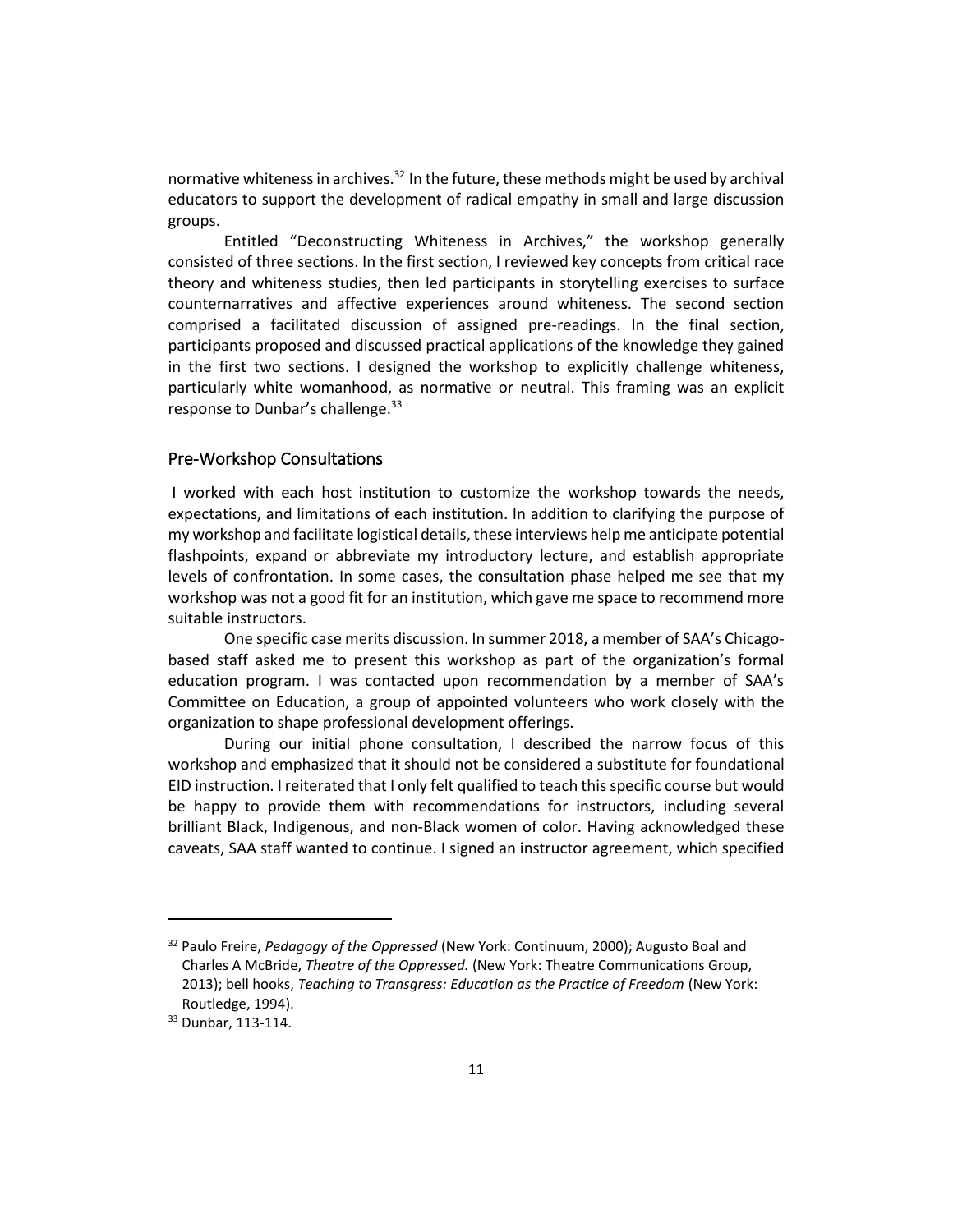normative whiteness in archives.[32] In the future, these methods might be used by archival educators to support the development of radical empathy in small and large discussion groups.

Entitled "Deconstructing Whiteness in Archives," the workshop generally consisted of three sections. In the first section, I reviewed key concepts from critical race theory and whiteness studies, then led participants in storytelling exercises to surface counternarratives and affective experiences around whiteness. The second section comprised a facilitated discussion of assigned pre-readings. In the final section, participants proposed and discussed practical applications of the knowledge they gained in the first two sections. I designed the workshop to explicitly challenge whiteness, particularly white womanhood, as normative or neutral. This framing was an explicit response to Dunbar's challenge.[33]

## Pre-Workshop Consultations

I worked with each host institution to customize the workshop towards the needs, expectations, and limitations of each institution. In addition to clarifying the purpose of my workshop and facilitate logistical details, these interviews help me anticipate potential flashpoints, expand or abbreviate my introductory lecture, and establish appropriate levels of confrontation. In some cases, the consultation phase helped me see that my workshop was not a good fit for an institution, which gave me space to recommend more suitable instructors.

One specific case merits discussion. In summer 2018, a member of SAA's Chicago-based staff asked me to present this workshop as part of the organization's formal education program. I was contacted upon recommendation by a member of SAA's Committee on Education, a group of appointed volunteers who work closely with the organization to shape professional development offerings.

During our initial phone consultation, I described the narrow focus of this workshop and emphasized that it should not be considered a substitute for foundational EID instruction. I reiterated that I only felt qualified to teach this specific course but would be happy to provide them with recommendations for instructors, including several brilliant Black, Indigenous, and non-Black women of color. Having acknowledged these caveats, SAA staff wanted to continue. I signed an instructor agreement, which specified

---

[32] Paulo Freire, *Pedagogy of the Oppressed* (New York: Continuum, 2000); Augusto Boal and Charles A McBride, *Theatre of the Oppressed.* (New York: Theatre Communications Group, 2013); bell hooks, *Teaching to Transgress: Education as the Practice of Freedom* (New York: Routledge, 1994).

[33] Dunbar, 113-114.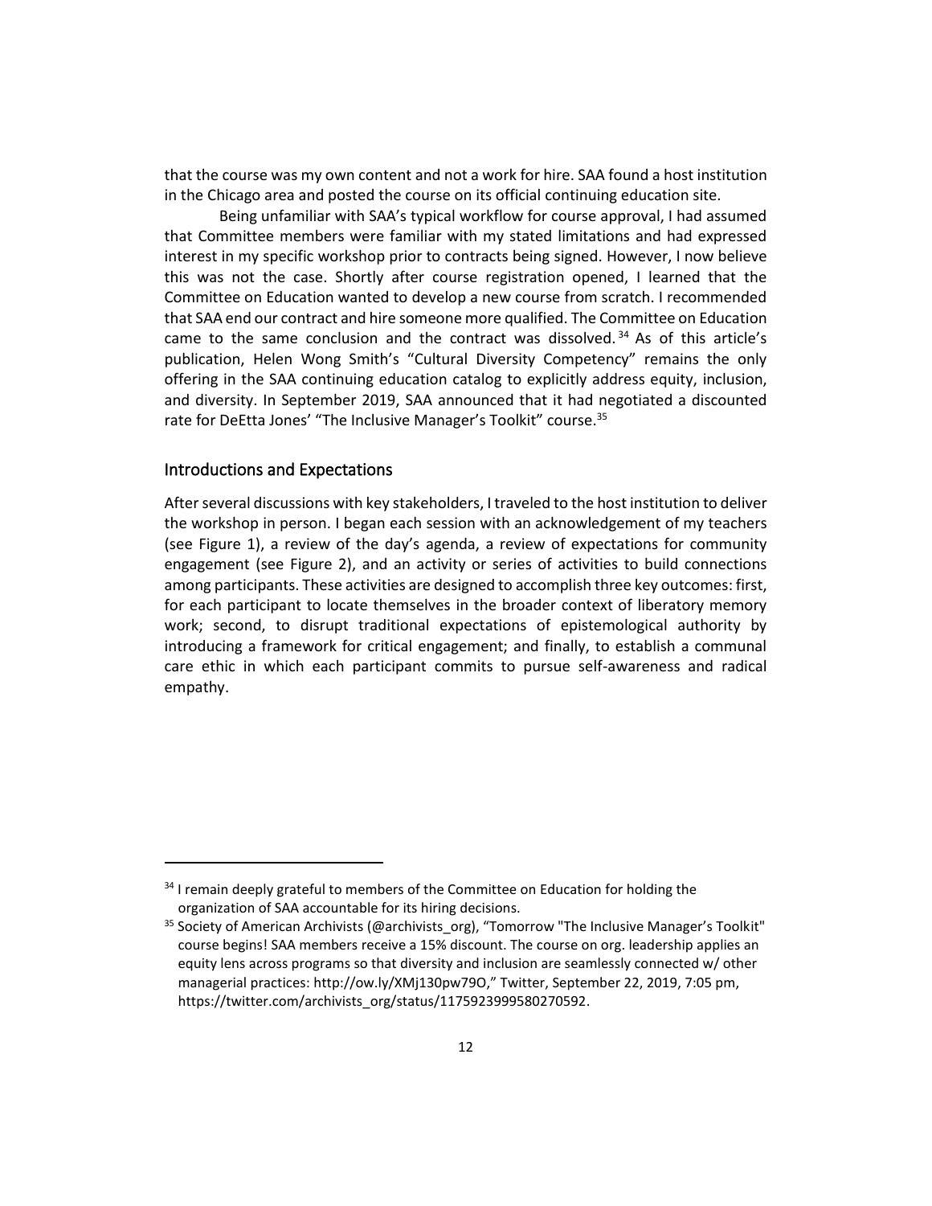that the course was my own content and not a work for hire. SAA found a host institution in the Chicago area and posted the course on its official continuing education site.

Being unfamiliar with SAA's typical workflow for course approval, I had assumed that Committee members were familiar with my stated limitations and had expressed interest in my specific workshop prior to contracts being signed. However, I now believe this was not the case. Shortly after course registration opened, I learned that the Committee on Education wanted to develop a new course from scratch. I recommended that SAA end our contract and hire someone more qualified. The Committee on Education came to the same conclusion and the contract was dissolved.[34] As of this article's publication, Helen Wong Smith's "Cultural Diversity Competency" remains the only offering in the SAA continuing education catalog to explicitly address equity, inclusion, and diversity. In September 2019, SAA announced that it had negotiated a discounted rate for DeEtta Jones' "The Inclusive Manager's Toolkit" course.[35]

## Introductions and Expectations

After several discussions with key stakeholders, I traveled to the host institution to deliver the workshop in person. I began each session with an acknowledgement of my teachers (see Figure 1), a review of the day's agenda, a review of expectations for community engagement (see Figure 2), and an activity or series of activities to build connections among participants. These activities are designed to accomplish three key outcomes: first, for each participant to locate themselves in the broader context of liberatory memory work; second, to disrupt traditional expectations of epistemological authority by introducing a framework for critical engagement; and finally, to establish a communal care ethic in which each participant commits to pursue self-awareness and radical empathy.

---

[34] I remain deeply grateful to members of the Committee on Education for holding the organization of SAA accountable for its hiring decisions.

[35] Society of American Archivists (@archivists_org), "Tomorrow "The Inclusive Manager's Toolkit" course begins! SAA members receive a 15% discount. The course on org. leadership applies an equity lens across programs so that diversity and inclusion are seamlessly connected w/ other managerial practices: http://ow.ly/XMj130pw79O," Twitter, September 22, 2019, 7:05 pm, https://twitter.com/archivists_org/status/1175923999580270592.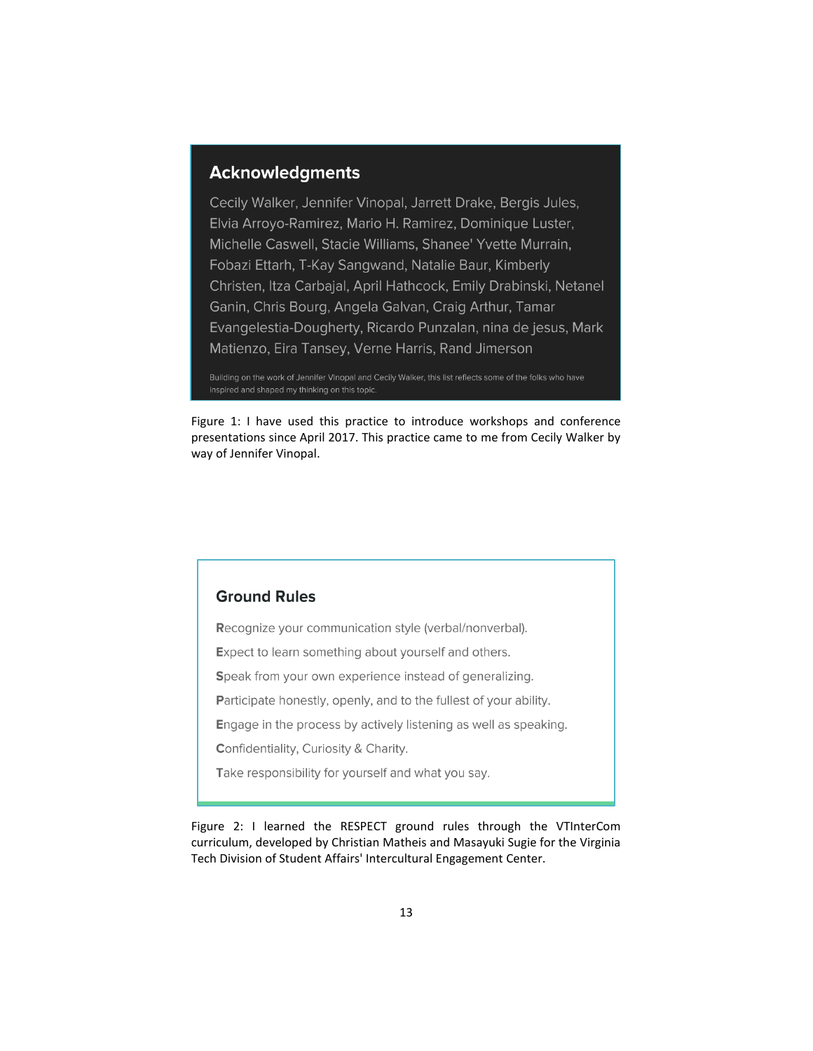## Acknowledgments

Cecily Walker, Jennifer Vinopal, Jarrett Drake, Bergis Jules, Elvia Arroyo-Ramirez, Mario H. Ramirez, Dominique Luster, Michelle Caswell, Stacie Williams, Shanee' Yvette Murrain, Fobazi Ettarh, T-Kay Sangwand, Natalie Baur, Kimberly Christen, Itza Carbajal, April Hathcock, Emily Drabinski, Netanel Ganin, Chris Bourg, Angela Galvan, Craig Arthur, Tamar Evangelestia-Dougherty, Ricardo Punzalan, nina de jesus, Mark Matienzo, Eira Tansey, Verne Harris, Rand Jimerson

Building on the work of Jennifer Vinopal and Cecily Walker, this list reflects some of the folks who have inspired and shaped my thinking on this topic.

Figure 1: I have used this practice to introduce workshops and conference presentations since April 2017. This practice came to me from Cecily Walker by way of Jennifer Vinopal.

## Ground Rules

**R**ecognize your communication style (verbal/nonverbal).

**E**xpect to learn something about yourself and others.

**S**peak from your own experience instead of generalizing.

**P**articipate honestly, openly, and to the fullest of your ability.

**E**ngage in the process by actively listening as well as speaking.

**C**onfidentiality, Curiosity & Charity.

**T**ake responsibility for yourself and what you say.

Figure 2: I learned the RESPECT ground rules through the VTInterCom curriculum, developed by Christian Matheis and Masayuki Sugie for the Virginia Tech Division of Student Affairs' Intercultural Engagement Center.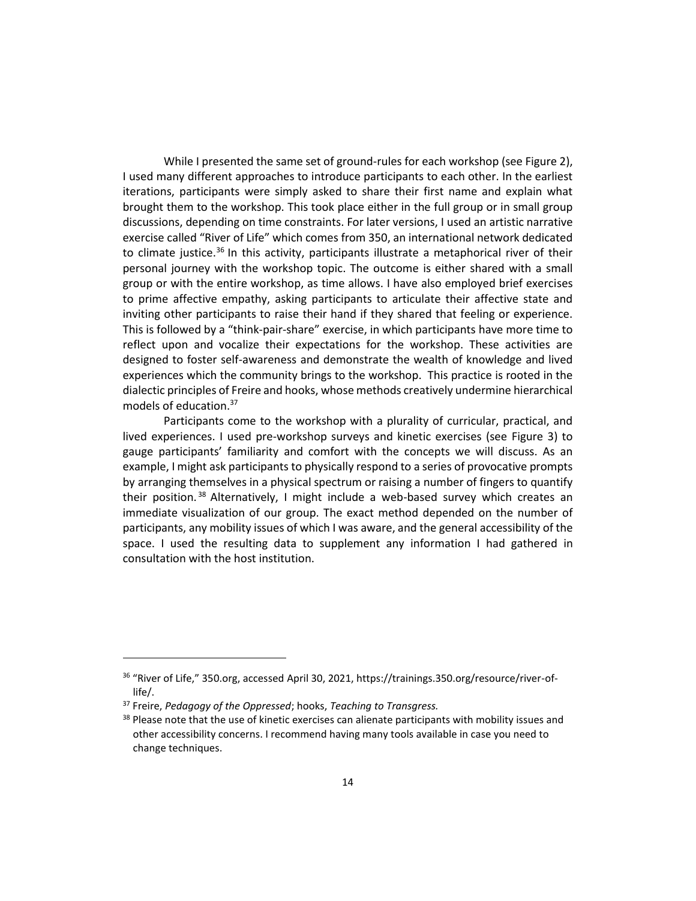While I presented the same set of ground-rules for each workshop (see Figure 2), I used many different approaches to introduce participants to each other. In the earliest iterations, participants were simply asked to share their first name and explain what brought them to the workshop. This took place either in the full group or in small group discussions, depending on time constraints. For later versions, I used an artistic narrative exercise called "River of Life" which comes from 350, an international network dedicated to climate justice.[36] In this activity, participants illustrate a metaphorical river of their personal journey with the workshop topic. The outcome is either shared with a small group or with the entire workshop, as time allows. I have also employed brief exercises to prime affective empathy, asking participants to articulate their affective state and inviting other participants to raise their hand if they shared that feeling or experience. This is followed by a "think-pair-share" exercise, in which participants have more time to reflect upon and vocalize their expectations for the workshop. These activities are designed to foster self-awareness and demonstrate the wealth of knowledge and lived experiences which the community brings to the workshop. This practice is rooted in the dialectic principles of Freire and hooks, whose methods creatively undermine hierarchical models of education.[37]

Participants come to the workshop with a plurality of curricular, practical, and lived experiences. I used pre-workshop surveys and kinetic exercises (see Figure 3) to gauge participants' familiarity and comfort with the concepts we will discuss. As an example, I might ask participants to physically respond to a series of provocative prompts by arranging themselves in a physical spectrum or raising a number of fingers to quantify their position.[38] Alternatively, I might include a web-based survey which creates an immediate visualization of our group. The exact method depended on the number of participants, any mobility issues of which I was aware, and the general accessibility of the space. I used the resulting data to supplement any information I had gathered in consultation with the host institution.

---

[36] "River of Life," 350.org, accessed April 30, 2021, https://trainings.350.org/resource/river-of-life/.

[37] Freire, *Pedagogy of the Oppressed*; hooks, *Teaching to Transgress.*

[38] Please note that the use of kinetic exercises can alienate participants with mobility issues and other accessibility concerns. I recommend having many tools available in case you need to change techniques.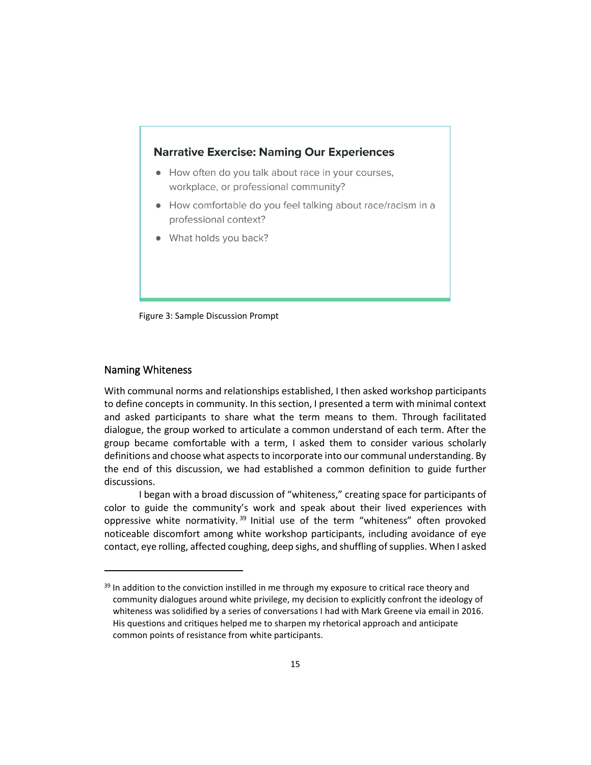**Narrative Exercise: Naming Our Experiences**

- How often do you talk about race in your courses, workplace, or professional community?
- How comfortable do you feel talking about race/racism in a professional context?
- What holds you back?

Figure 3: Sample Discussion Prompt

## Naming Whiteness

With communal norms and relationships established, I then asked workshop participants to define concepts in community. In this section, I presented a term with minimal context and asked participants to share what the term means to them. Through facilitated dialogue, the group worked to articulate a common understand of each term. After the group became comfortable with a term, I asked them to consider various scholarly definitions and choose what aspects to incorporate into our communal understanding. By the end of this discussion, we had established a common definition to guide further discussions.

I began with a broad discussion of "whiteness," creating space for participants of color to guide the community's work and speak about their lived experiences with oppressive white normativity.[39] Initial use of the term "whiteness" often provoked noticeable discomfort among white workshop participants, including avoidance of eye contact, eye rolling, affected coughing, deep sighs, and shuffling of supplies. When I asked

[39] In addition to the conviction instilled in me through my exposure to critical race theory and community dialogues around white privilege, my decision to explicitly confront the ideology of whiteness was solidified by a series of conversations I had with Mark Greene via email in 2016. His questions and critiques helped me to sharpen my rhetorical approach and anticipate common points of resistance from white participants.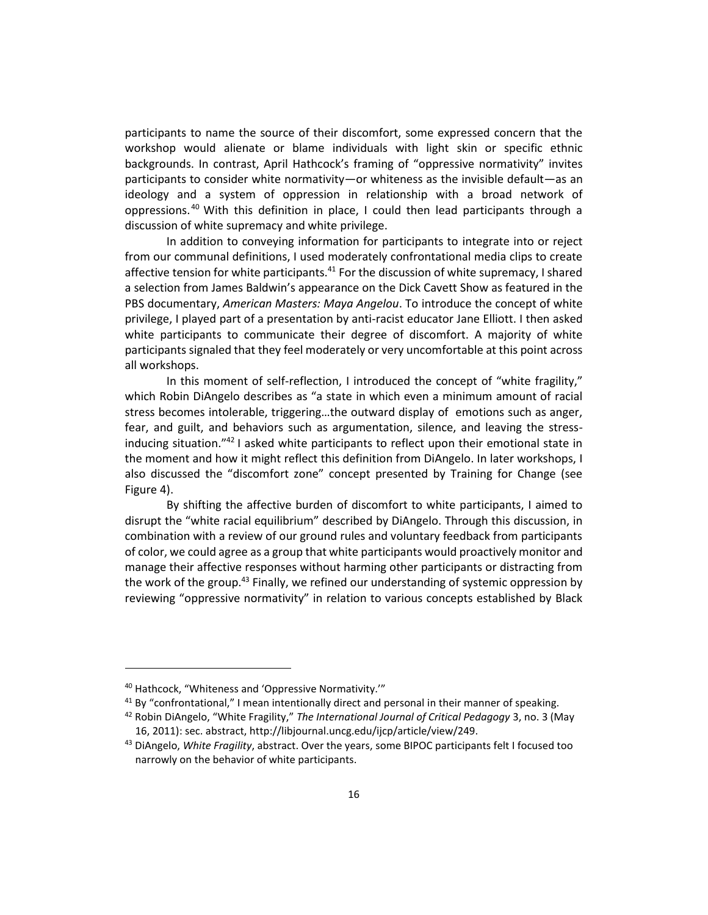participants to name the source of their discomfort, some expressed concern that the workshop would alienate or blame individuals with light skin or specific ethnic backgrounds. In contrast, April Hathcock's framing of "oppressive normativity" invites participants to consider white normativity—or whiteness as the invisible default—as an ideology and a system of oppression in relationship with a broad network of oppressions.[40] With this definition in place, I could then lead participants through a discussion of white supremacy and white privilege.

In addition to conveying information for participants to integrate into or reject from our communal definitions, I used moderately confrontational media clips to create affective tension for white participants.[41] For the discussion of white supremacy, I shared a selection from James Baldwin's appearance on the Dick Cavett Show as featured in the PBS documentary, *American Masters: Maya Angelou*. To introduce the concept of white privilege, I played part of a presentation by anti-racist educator Jane Elliott. I then asked white participants to communicate their degree of discomfort. A majority of white participants signaled that they feel moderately or very uncomfortable at this point across all workshops.

In this moment of self-reflection, I introduced the concept of "white fragility," which Robin DiAngelo describes as "a state in which even a minimum amount of racial stress becomes intolerable, triggering…the outward display of emotions such as anger, fear, and guilt, and behaviors such as argumentation, silence, and leaving the stress-inducing situation."[42] I asked white participants to reflect upon their emotional state in the moment and how it might reflect this definition from DiAngelo. In later workshops, I also discussed the "discomfort zone" concept presented by Training for Change (see Figure 4).

By shifting the affective burden of discomfort to white participants, I aimed to disrupt the "white racial equilibrium" described by DiAngelo. Through this discussion, in combination with a review of our ground rules and voluntary feedback from participants of color, we could agree as a group that white participants would proactively monitor and manage their affective responses without harming other participants or distracting from the work of the group.[43] Finally, we refined our understanding of systemic oppression by reviewing "oppressive normativity" in relation to various concepts established by Black

---

[40] Hathcock, "Whiteness and 'Oppressive Normativity.'"

[41] By "confrontational," I mean intentionally direct and personal in their manner of speaking.

[42] Robin DiAngelo, "White Fragility," *The International Journal of Critical Pedagogy* 3, no. 3 (May 16, 2011): sec. abstract, http://libjournal.uncg.edu/ijcp/article/view/249.

[43] DiAngelo, *White Fragility*, abstract. Over the years, some BIPOC participants felt I focused too narrowly on the behavior of white participants.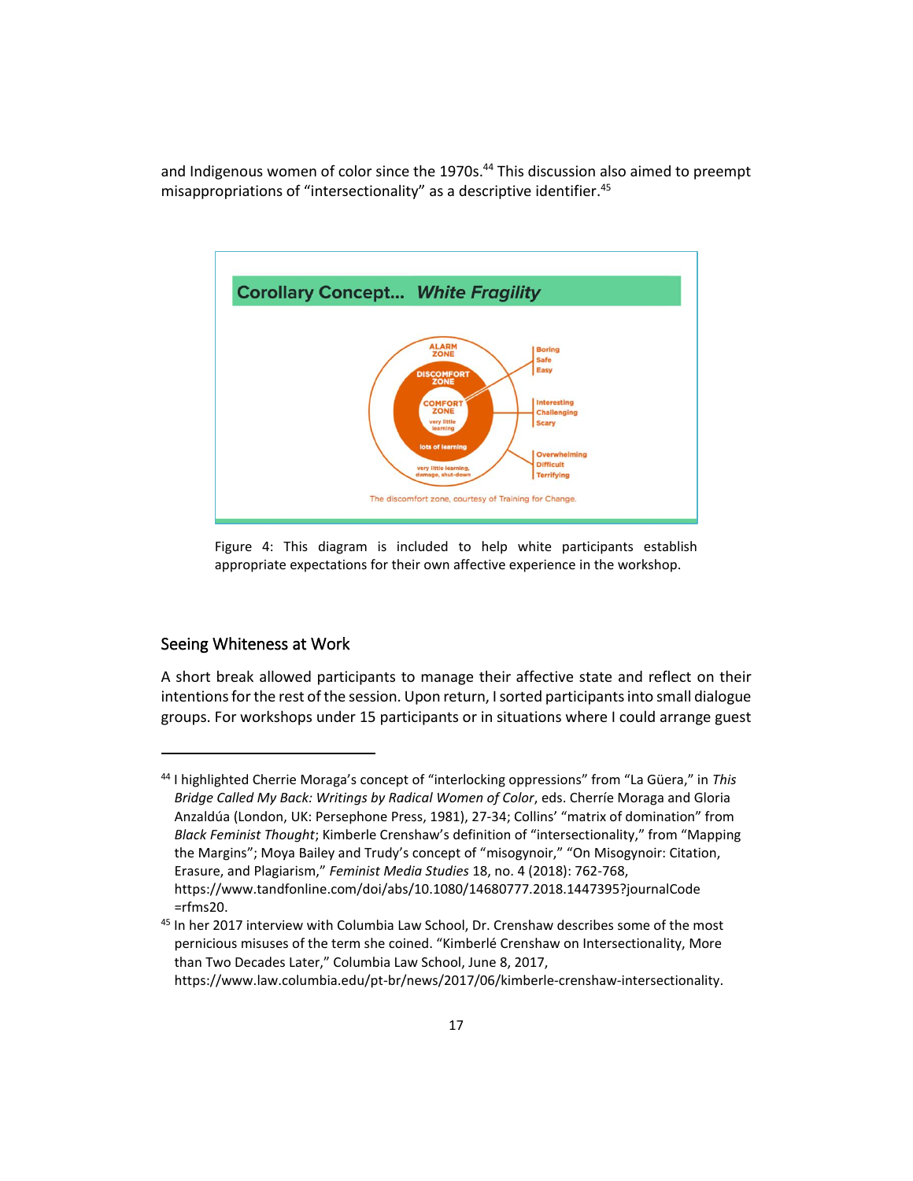and Indigenous women of color since the 1970s.[44] This discussion also aimed to preempt misappropriations of "intersectionality" as a descriptive identifier.[45]

Figure 4: This diagram is included to help white participants establish appropriate expectations for their own affective experience in the workshop.

## Seeing Whiteness at Work

A short break allowed participants to manage their affective state and reflect on their intentions for the rest of the session. Upon return, I sorted participants into small dialogue groups. For workshops under 15 participants or in situations where I could arrange guest

---

[44] I highlighted Cherrie Moraga's concept of "interlocking oppressions" from "La Güera," in *This Bridge Called My Back: Writings by Radical Women of Color*, eds. Cherríe Moraga and Gloria Anzaldúa (London, UK: Persephone Press, 1981), 27-34; Collins' "matrix of domination" from *Black Feminist Thought*; Kimberle Crenshaw's definition of "intersectionality," from "Mapping the Margins"; Moya Bailey and Trudy's concept of "misogynoir," "On Misogynoir: Citation, Erasure, and Plagiarism," *Feminist Media Studies* 18, no. 4 (2018): 762-768, https://www.tandfonline.com/doi/abs/10.1080/14680777.2018.1447395?journalCode=rfms20.

[45] In her 2017 interview with Columbia Law School, Dr. Crenshaw describes some of the most pernicious misuses of the term she coined. "Kimberlé Crenshaw on Intersectionality, More than Two Decades Later," Columbia Law School, June 8, 2017, https://www.law.columbia.edu/pt-br/news/2017/06/kimberle-crenshaw-intersectionality.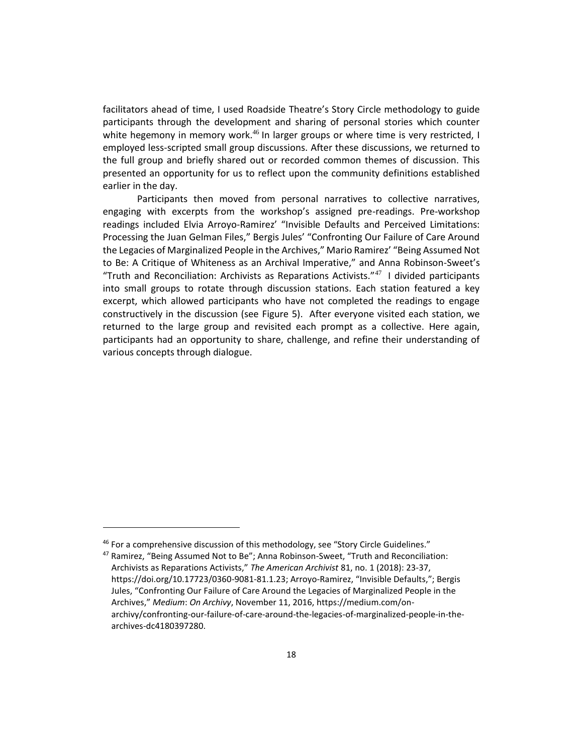facilitators ahead of time, I used Roadside Theatre's Story Circle methodology to guide participants through the development and sharing of personal stories which counter white hegemony in memory work.[46] In larger groups or where time is very restricted, I employed less-scripted small group discussions. After these discussions, we returned to the full group and briefly shared out or recorded common themes of discussion. This presented an opportunity for us to reflect upon the community definitions established earlier in the day.

Participants then moved from personal narratives to collective narratives, engaging with excerpts from the workshop's assigned pre-readings. Pre-workshop readings included Elvia Arroyo-Ramirez' "Invisible Defaults and Perceived Limitations: Processing the Juan Gelman Files," Bergis Jules' "Confronting Our Failure of Care Around the Legacies of Marginalized People in the Archives," Mario Ramirez' "Being Assumed Not to Be: A Critique of Whiteness as an Archival Imperative," and Anna Robinson-Sweet's "Truth and Reconciliation: Archivists as Reparations Activists."[47] I divided participants into small groups to rotate through discussion stations. Each station featured a key excerpt, which allowed participants who have not completed the readings to engage constructively in the discussion (see Figure 5). After everyone visited each station, we returned to the large group and revisited each prompt as a collective. Here again, participants had an opportunity to share, challenge, and refine their understanding of various concepts through dialogue.

---

[46] For a comprehensive discussion of this methodology, see "Story Circle Guidelines."

[47] Ramirez, "Being Assumed Not to Be"; Anna Robinson-Sweet, "Truth and Reconciliation: Archivists as Reparations Activists," *The American Archivist* 81, no. 1 (2018): 23-37, https://doi.org/10.17723/0360-9081-81.1.23; Arroyo-Ramirez, "Invisible Defaults,"; Bergis Jules, "Confronting Our Failure of Care Around the Legacies of Marginalized People in the Archives," *Medium*: *On Archivy*, November 11, 2016, https://medium.com/on-archivy/confronting-our-failure-of-care-around-the-legacies-of-marginalized-people-in-the-archives-dc4180397280.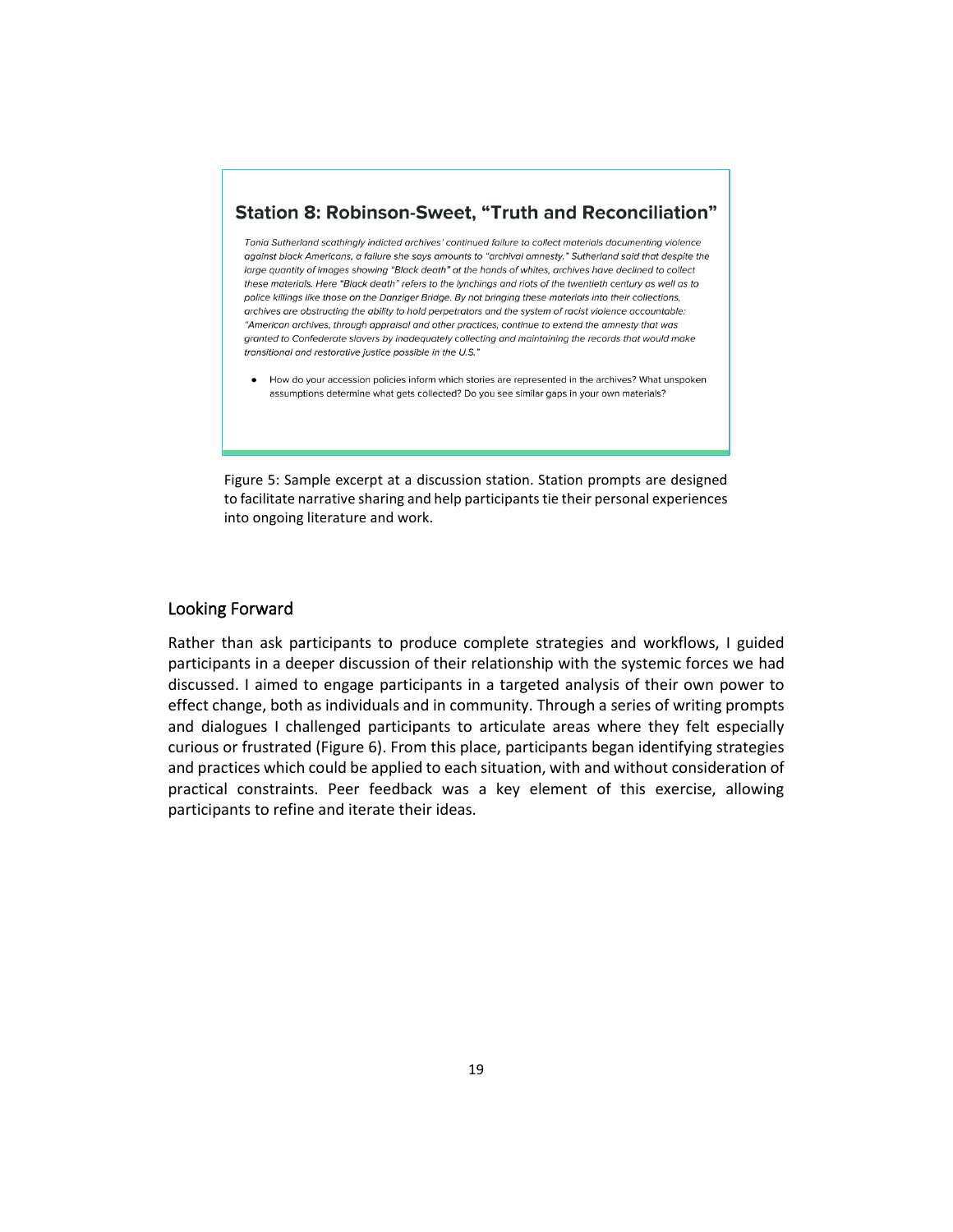### Station 8: Robinson-Sweet, "Truth and Reconciliation"

*Tonia Sutherland scathingly indicted archives' continued failure to collect materials documenting violence against black Americans, a failure she says amounts to "archival amnesty." Sutherland said that despite the large quantity of images showing "Black death" at the hands of whites, archives have declined to collect these materials. Here "Black death" refers to the lynchings and riots of the twentieth century as well as to police killings like those on the Danziger Bridge. By not bringing these materials into their collections, archives are obstructing the ability to hold perpetrators and the system of racist violence accountable: "American archives, through appraisal and other practices, continue to extend the amnesty that was granted to Confederate slavers by inadequately collecting and maintaining the records that would make transitional and restorative justice possible in the U.S."*

- How do your accession policies inform which stories are represented in the archives? What unspoken assumptions determine what gets collected? Do you see similar gaps in your own materials?

Figure 5: Sample excerpt at a discussion station. Station prompts are designed to facilitate narrative sharing and help participants tie their personal experiences into ongoing literature and work.

## Looking Forward

Rather than ask participants to produce complete strategies and workflows, I guided participants in a deeper discussion of their relationship with the systemic forces we had discussed. I aimed to engage participants in a targeted analysis of their own power to effect change, both as individuals and in community. Through a series of writing prompts and dialogues I challenged participants to articulate areas where they felt especially curious or frustrated (Figure 6). From this place, participants began identifying strategies and practices which could be applied to each situation, with and without consideration of practical constraints. Peer feedback was a key element of this exercise, allowing participants to refine and iterate their ideas.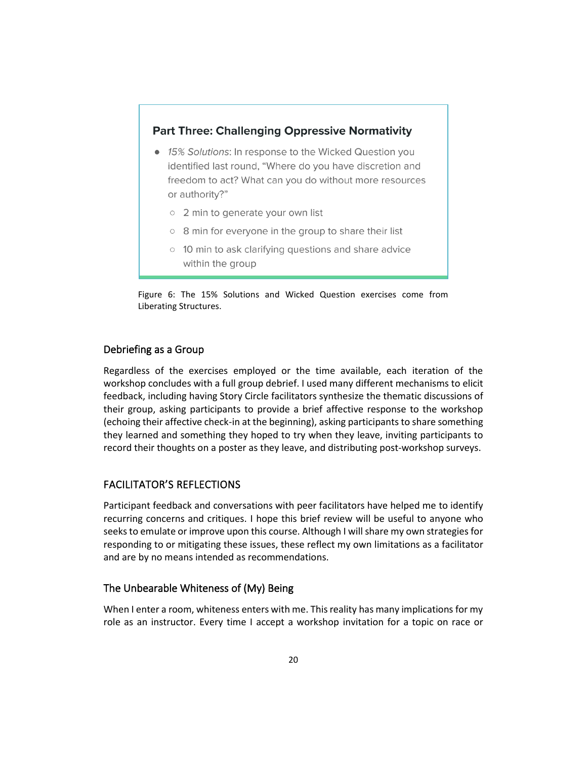**Part Three: Challenging Oppressive Normativity**

- *15% Solutions*: In response to the Wicked Question you identified last round, "Where do you have discretion and freedom to act? What can you do without more resources or authority?"
  - 2 min to generate your own list
  - 8 min for everyone in the group to share their list
  - 10 min to ask clarifying questions and share advice within the group

Figure 6: The 15% Solutions and Wicked Question exercises come from Liberating Structures.

### Debriefing as a Group

Regardless of the exercises employed or the time available, each iteration of the workshop concludes with a full group debrief. I used many different mechanisms to elicit feedback, including having Story Circle facilitators synthesize the thematic discussions of their group, asking participants to provide a brief affective response to the workshop (echoing their affective check-in at the beginning), asking participants to share something they learned and something they hoped to try when they leave, inviting participants to record their thoughts on a poster as they leave, and distributing post-workshop surveys.

## FACILITATOR'S REFLECTIONS

Participant feedback and conversations with peer facilitators have helped me to identify recurring concerns and critiques. I hope this brief review will be useful to anyone who seeks to emulate or improve upon this course. Although I will share my own strategies for responding to or mitigating these issues, these reflect my own limitations as a facilitator and are by no means intended as recommendations.

### The Unbearable Whiteness of (My) Being

When I enter a room, whiteness enters with me. This reality has many implications for my role as an instructor. Every time I accept a workshop invitation for a topic on race or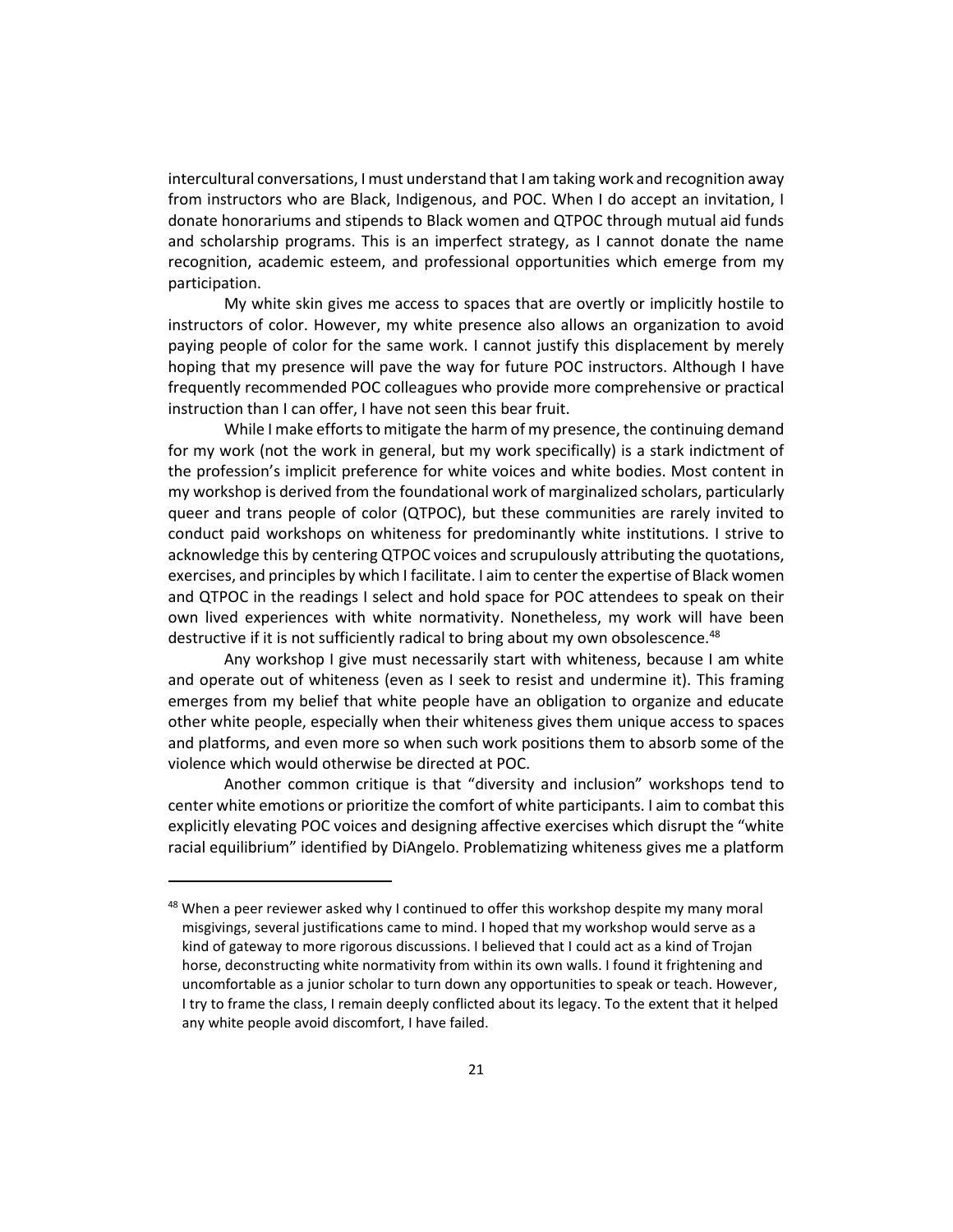intercultural conversations, I must understand that I am taking work and recognition away from instructors who are Black, Indigenous, and POC. When I do accept an invitation, I donate honorariums and stipends to Black women and QTPOC through mutual aid funds and scholarship programs. This is an imperfect strategy, as I cannot donate the name recognition, academic esteem, and professional opportunities which emerge from my participation.

My white skin gives me access to spaces that are overtly or implicitly hostile to instructors of color. However, my white presence also allows an organization to avoid paying people of color for the same work. I cannot justify this displacement by merely hoping that my presence will pave the way for future POC instructors. Although I have frequently recommended POC colleagues who provide more comprehensive or practical instruction than I can offer, I have not seen this bear fruit.

While I make efforts to mitigate the harm of my presence, the continuing demand for my work (not the work in general, but my work specifically) is a stark indictment of the profession's implicit preference for white voices and white bodies. Most content in my workshop is derived from the foundational work of marginalized scholars, particularly queer and trans people of color (QTPOC), but these communities are rarely invited to conduct paid workshops on whiteness for predominantly white institutions. I strive to acknowledge this by centering QTPOC voices and scrupulously attributing the quotations, exercises, and principles by which I facilitate. I aim to center the expertise of Black women and QTPOC in the readings I select and hold space for POC attendees to speak on their own lived experiences with white normativity. Nonetheless, my work will have been destructive if it is not sufficiently radical to bring about my own obsolescence.[48]

Any workshop I give must necessarily start with whiteness, because I am white and operate out of whiteness (even as I seek to resist and undermine it). This framing emerges from my belief that white people have an obligation to organize and educate other white people, especially when their whiteness gives them unique access to spaces and platforms, and even more so when such work positions them to absorb some of the violence which would otherwise be directed at POC.

Another common critique is that "diversity and inclusion" workshops tend to center white emotions or prioritize the comfort of white participants. I aim to combat this explicitly elevating POC voices and designing affective exercises which disrupt the "white racial equilibrium" identified by DiAngelo. Problematizing whiteness gives me a platform

---

[48] When a peer reviewer asked why I continued to offer this workshop despite my many moral misgivings, several justifications came to mind. I hoped that my workshop would serve as a kind of gateway to more rigorous discussions. I believed that I could act as a kind of Trojan horse, deconstructing white normativity from within its own walls. I found it frightening and uncomfortable as a junior scholar to turn down any opportunities to speak or teach. However, I try to frame the class, I remain deeply conflicted about its legacy. To the extent that it helped any white people avoid discomfort, I have failed.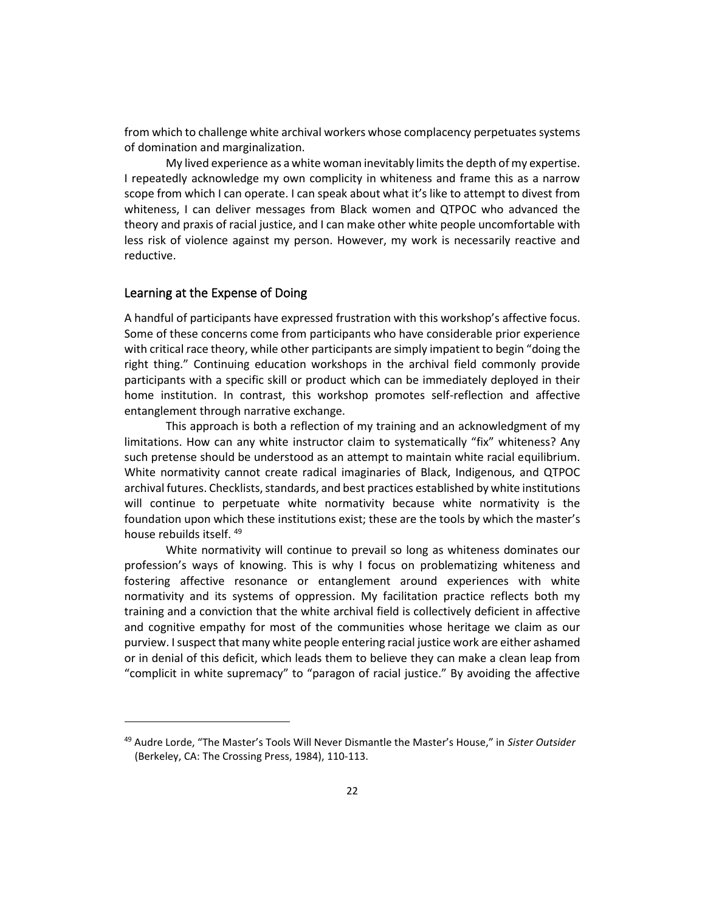from which to challenge white archival workers whose complacency perpetuates systems of domination and marginalization.

My lived experience as a white woman inevitably limits the depth of my expertise. I repeatedly acknowledge my own complicity in whiteness and frame this as a narrow scope from which I can operate. I can speak about what it's like to attempt to divest from whiteness, I can deliver messages from Black women and QTPOC who advanced the theory and praxis of racial justice, and I can make other white people uncomfortable with less risk of violence against my person. However, my work is necessarily reactive and reductive.

## Learning at the Expense of Doing

A handful of participants have expressed frustration with this workshop's affective focus. Some of these concerns come from participants who have considerable prior experience with critical race theory, while other participants are simply impatient to begin "doing the right thing." Continuing education workshops in the archival field commonly provide participants with a specific skill or product which can be immediately deployed in their home institution. In contrast, this workshop promotes self-reflection and affective entanglement through narrative exchange.

This approach is both a reflection of my training and an acknowledgment of my limitations. How can any white instructor claim to systematically "fix" whiteness? Any such pretense should be understood as an attempt to maintain white racial equilibrium. White normativity cannot create radical imaginaries of Black, Indigenous, and QTPOC archival futures. Checklists, standards, and best practices established by white institutions will continue to perpetuate white normativity because white normativity is the foundation upon which these institutions exist; these are the tools by which the master's house rebuilds itself. [49]

White normativity will continue to prevail so long as whiteness dominates our profession's ways of knowing. This is why I focus on problematizing whiteness and fostering affective resonance or entanglement around experiences with white normativity and its systems of oppression. My facilitation practice reflects both my training and a conviction that the white archival field is collectively deficient in affective and cognitive empathy for most of the communities whose heritage we claim as our purview. I suspect that many white people entering racial justice work are either ashamed or in denial of this deficit, which leads them to believe they can make a clean leap from "complicit in white supremacy" to "paragon of racial justice." By avoiding the affective

---

[49] Audre Lorde, "The Master's Tools Will Never Dismantle the Master's House," in *Sister Outsider* (Berkeley, CA: The Crossing Press, 1984), 110-113.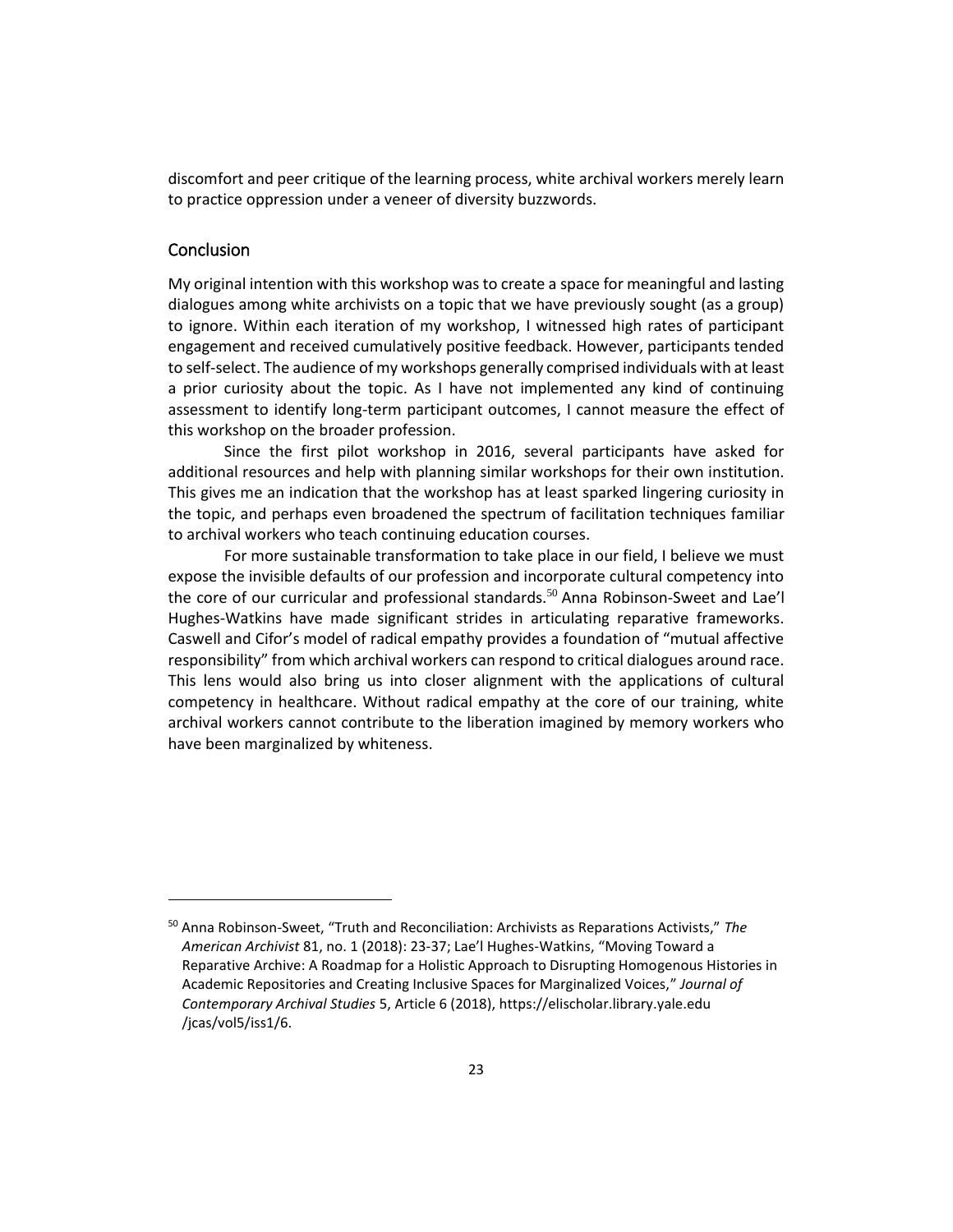discomfort and peer critique of the learning process, white archival workers merely learn to practice oppression under a veneer of diversity buzzwords.

## Conclusion

My original intention with this workshop was to create a space for meaningful and lasting dialogues among white archivists on a topic that we have previously sought (as a group) to ignore. Within each iteration of my workshop, I witnessed high rates of participant engagement and received cumulatively positive feedback. However, participants tended to self-select. The audience of my workshops generally comprised individuals with at least a prior curiosity about the topic. As I have not implemented any kind of continuing assessment to identify long-term participant outcomes, I cannot measure the effect of this workshop on the broader profession.

Since the first pilot workshop in 2016, several participants have asked for additional resources and help with planning similar workshops for their own institution. This gives me an indication that the workshop has at least sparked lingering curiosity in the topic, and perhaps even broadened the spectrum of facilitation techniques familiar to archival workers who teach continuing education courses.

For more sustainable transformation to take place in our field, I believe we must expose the invisible defaults of our profession and incorporate cultural competency into the core of our curricular and professional standards.[50] Anna Robinson-Sweet and Lae'l Hughes-Watkins have made significant strides in articulating reparative frameworks. Caswell and Cifor's model of radical empathy provides a foundation of "mutual affective responsibility" from which archival workers can respond to critical dialogues around race. This lens would also bring us into closer alignment with the applications of cultural competency in healthcare. Without radical empathy at the core of our training, white archival workers cannot contribute to the liberation imagined by memory workers who have been marginalized by whiteness.

---

[50] Anna Robinson-Sweet, "Truth and Reconciliation: Archivists as Reparations Activists," *The American Archivist* 81, no. 1 (2018): 23-37; Lae'l Hughes-Watkins, "Moving Toward a Reparative Archive: A Roadmap for a Holistic Approach to Disrupting Homogenous Histories in Academic Repositories and Creating Inclusive Spaces for Marginalized Voices," *Journal of Contemporary Archival Studies* 5, Article 6 (2018), https://elischolar.library.yale.edu/jcas/vol5/iss1/6.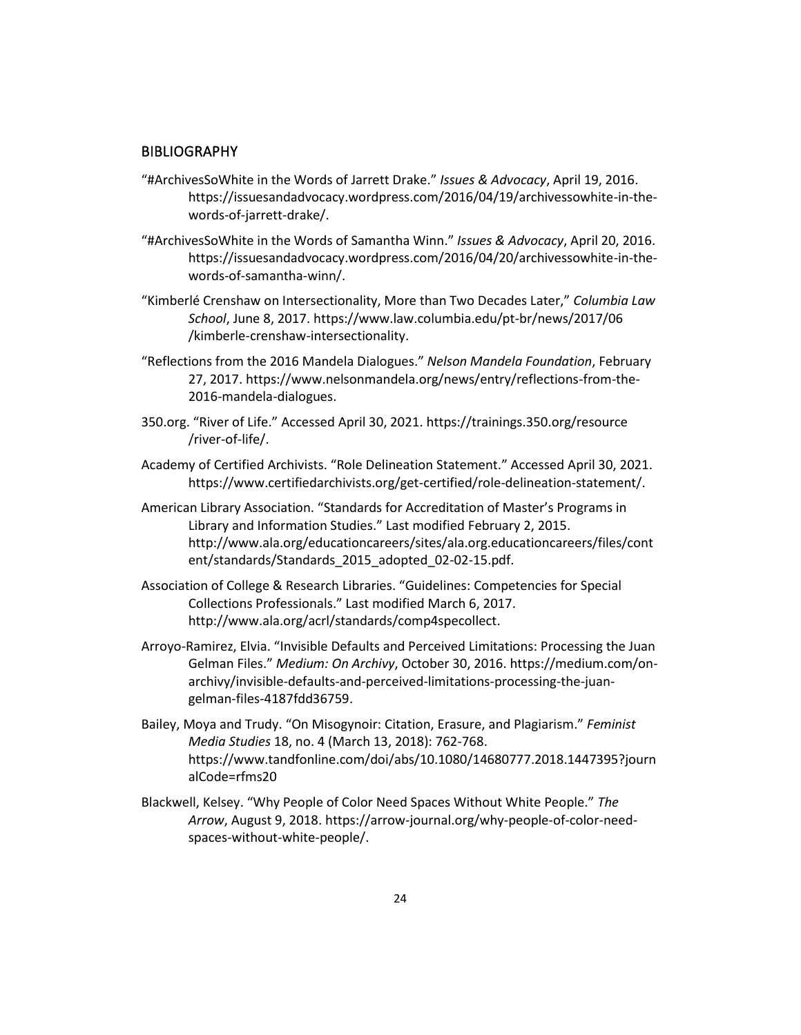## BIBLIOGRAPHY

"#ArchivesSoWhite in the Words of Jarrett Drake." *Issues & Advocacy*, April 19, 2016. https://issuesandadvocacy.wordpress.com/2016/04/19/archivessowhite-in-the-words-of-jarrett-drake/.

"#ArchivesSoWhite in the Words of Samantha Winn." *Issues & Advocacy*, April 20, 2016. https://issuesandadvocacy.wordpress.com/2016/04/20/archivessowhite-in-the-words-of-samantha-winn/.

"Kimberlé Crenshaw on Intersectionality, More than Two Decades Later," *Columbia Law School*, June 8, 2017. https://www.law.columbia.edu/pt-br/news/2017/06/kimberle-crenshaw-intersectionality.

"Reflections from the 2016 Mandela Dialogues." *Nelson Mandela Foundation*, February 27, 2017. https://www.nelsonmandela.org/news/entry/reflections-from-the-2016-mandela-dialogues.

350.org. "River of Life." Accessed April 30, 2021. https://trainings.350.org/resource/river-of-life/.

Academy of Certified Archivists. "Role Delineation Statement." Accessed April 30, 2021. https://www.certifiedarchivists.org/get-certified/role-delineation-statement/.

American Library Association. "Standards for Accreditation of Master's Programs in Library and Information Studies." Last modified February 2, 2015. http://www.ala.org/educationcareers/sites/ala.org.educationcareers/files/content/standards/Standards_2015_adopted_02-02-15.pdf.

Association of College & Research Libraries. "Guidelines: Competencies for Special Collections Professionals." Last modified March 6, 2017. http://www.ala.org/acrl/standards/comp4specollect.

Arroyo-Ramirez, Elvia. "Invisible Defaults and Perceived Limitations: Processing the Juan Gelman Files." *Medium: On Archivy*, October 30, 2016. https://medium.com/on-archivy/invisible-defaults-and-perceived-limitations-processing-the-juan-gelman-files-4187fdd36759.

Bailey, Moya and Trudy. "On Misogynoir: Citation, Erasure, and Plagiarism." *Feminist Media Studies* 18, no. 4 (March 13, 2018): 762-768. https://www.tandfonline.com/doi/abs/10.1080/14680777.2018.1447395?journalCode=rfms20

Blackwell, Kelsey. "Why People of Color Need Spaces Without White People." *The Arrow*, August 9, 2018. https://arrow-journal.org/why-people-of-color-need-spaces-without-white-people/.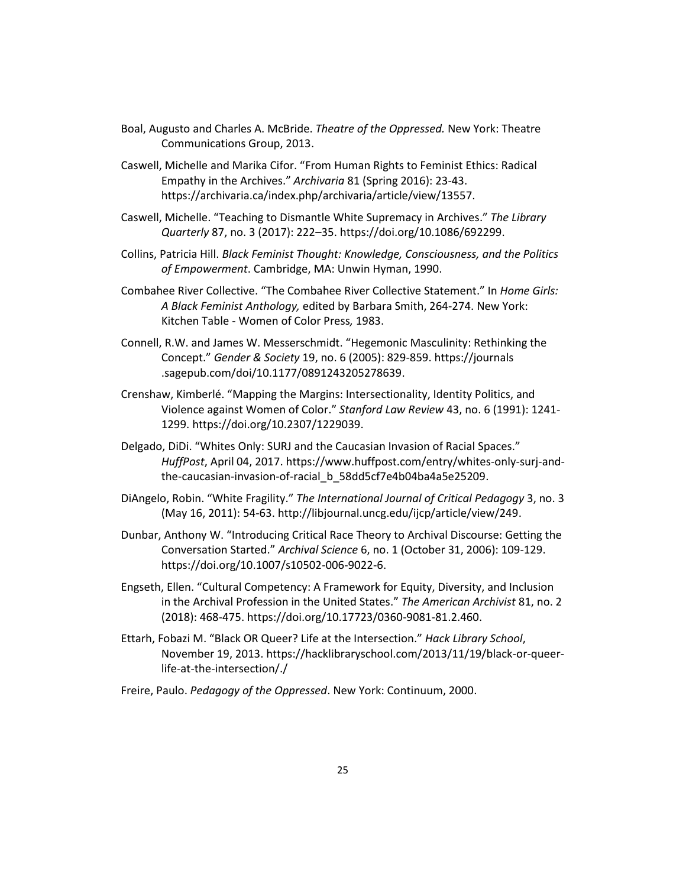Boal, Augusto and Charles A. McBride. *Theatre of the Oppressed.* New York: Theatre Communications Group, 2013.

Caswell, Michelle and Marika Cifor. "From Human Rights to Feminist Ethics: Radical Empathy in the Archives." *Archivaria* 81 (Spring 2016): 23-43. https://archivaria.ca/index.php/archivaria/article/view/13557.

Caswell, Michelle. "Teaching to Dismantle White Supremacy in Archives." *The Library Quarterly* 87, no. 3 (2017): 222–35. https://doi.org/10.1086/692299.

Collins, Patricia Hill. *Black Feminist Thought: Knowledge, Consciousness, and the Politics of Empowerment*. Cambridge, MA: Unwin Hyman, 1990.

Combahee River Collective. "The Combahee River Collective Statement." In *Home Girls: A Black Feminist Anthology,* edited by Barbara Smith, 264-274. New York: Kitchen Table - Women of Color Press*,* 1983.

Connell, R.W. and James W. Messerschmidt. "Hegemonic Masculinity: Rethinking the Concept." *Gender & Society* 19, no. 6 (2005): 829-859. https://journals.sagepub.com/doi/10.1177/0891243205278639.

Crenshaw, Kimberlé. "Mapping the Margins: Intersectionality, Identity Politics, and Violence against Women of Color." *Stanford Law Review* 43, no. 6 (1991): 1241-1299. https://doi.org/10.2307/1229039.

Delgado, DiDi. "Whites Only: SURJ and the Caucasian Invasion of Racial Spaces." *HuffPost*, April 04, 2017. https://www.huffpost.com/entry/whites-only-surj-and-the-caucasian-invasion-of-racial_b_58dd5cf7e4b04ba4a5e25209.

DiAngelo, Robin. "White Fragility." *The International Journal of Critical Pedagogy* 3, no. 3 (May 16, 2011): 54-63. http://libjournal.uncg.edu/ijcp/article/view/249.

Dunbar, Anthony W. "Introducing Critical Race Theory to Archival Discourse: Getting the Conversation Started." *Archival Science* 6, no. 1 (October 31, 2006): 109-129. https://doi.org/10.1007/s10502-006-9022-6.

Engseth, Ellen. "Cultural Competency: A Framework for Equity, Diversity, and Inclusion in the Archival Profession in the United States." *The American Archivist* 81, no. 2 (2018): 468-475. https://doi.org/10.17723/0360-9081-81.2.460.

Ettarh, Fobazi M. "Black OR Queer? Life at the Intersection." *Hack Library School*, November 19, 2013. https://hacklibraryschool.com/2013/11/19/black-or-queer-life-at-the-intersection/./

Freire, Paulo. *Pedagogy of the Oppressed*. New York: Continuum, 2000.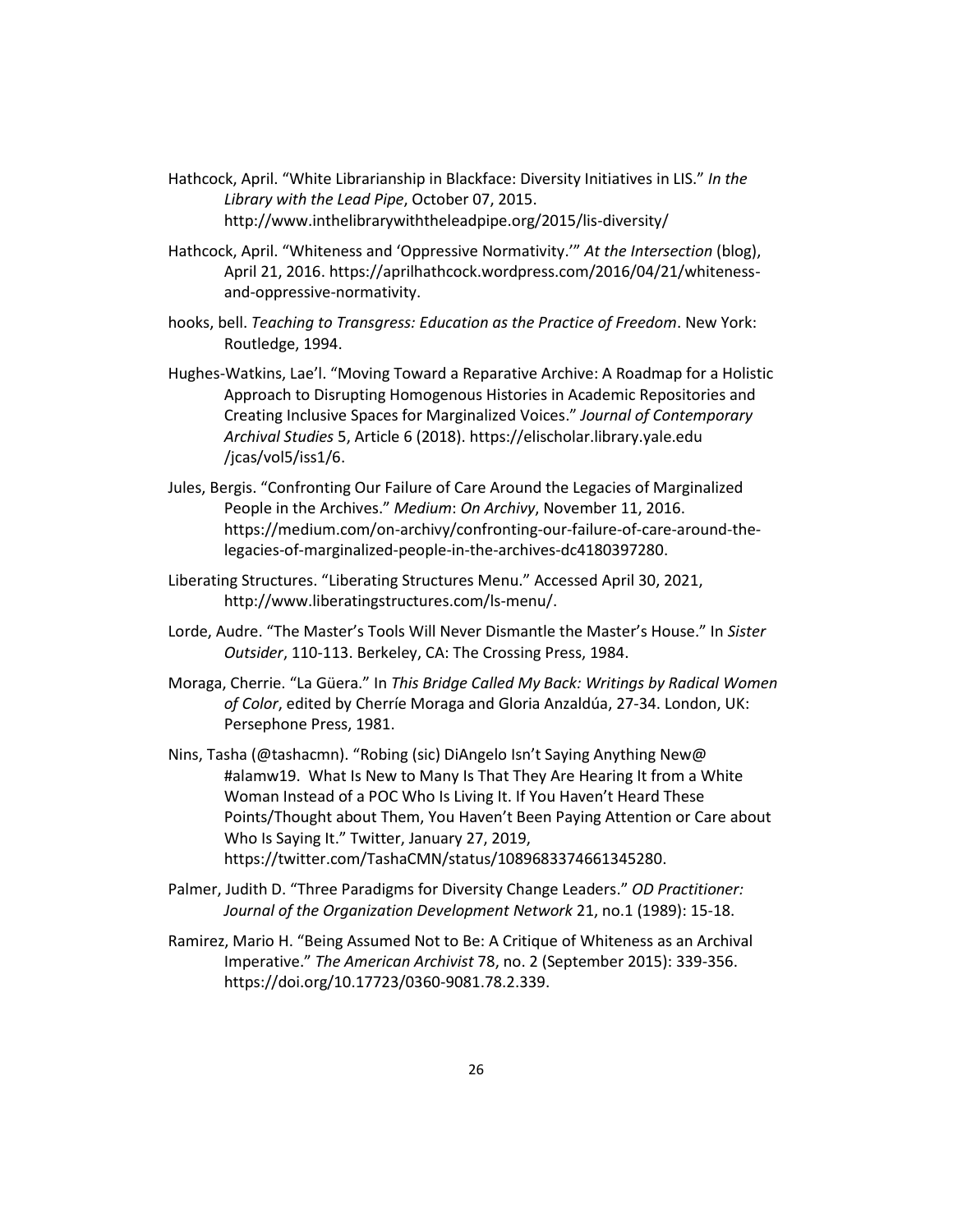Hathcock, April. "White Librarianship in Blackface: Diversity Initiatives in LIS." *In the Library with the Lead Pipe*, October 07, 2015. http://www.inthelibrarywiththeleadpipe.org/2015/lis-diversity/

Hathcock, April. "Whiteness and 'Oppressive Normativity.'" *At the Intersection* (blog), April 21, 2016. https://aprilhathcock.wordpress.com/2016/04/21/whiteness-and-oppressive-normativity.

hooks, bell. *Teaching to Transgress: Education as the Practice of Freedom*. New York: Routledge, 1994.

Hughes-Watkins, Lae'l. "Moving Toward a Reparative Archive: A Roadmap for a Holistic Approach to Disrupting Homogenous Histories in Academic Repositories and Creating Inclusive Spaces for Marginalized Voices." *Journal of Contemporary Archival Studies* 5, Article 6 (2018). https://elischolar.library.yale.edu /jcas/vol5/iss1/6.

Jules, Bergis. "Confronting Our Failure of Care Around the Legacies of Marginalized People in the Archives." *Medium*: *On Archivy*, November 11, 2016. https://medium.com/on-archivy/confronting-our-failure-of-care-around-the-legacies-of-marginalized-people-in-the-archives-dc4180397280.

Liberating Structures. "Liberating Structures Menu." Accessed April 30, 2021, http://www.liberatingstructures.com/ls-menu/.

Lorde, Audre. "The Master's Tools Will Never Dismantle the Master's House." In *Sister Outsider*, 110-113. Berkeley, CA: The Crossing Press, 1984.

Moraga, Cherrie. "La Güera." In *This Bridge Called My Back: Writings by Radical Women of Color*, edited by Cherríe Moraga and Gloria Anzaldúa, 27-34. London, UK: Persephone Press, 1981.

Nins, Tasha (@tashacmn). "Robing (sic) DiAngelo Isn't Saying Anything New@ #alamw19. What Is New to Many Is That They Are Hearing It from a White Woman Instead of a POC Who Is Living It. If You Haven't Heard These Points/Thought about Them, You Haven't Been Paying Attention or Care about Who Is Saying It." Twitter, January 27, 2019, https://twitter.com/TashaCMN/status/1089683374661345280.

Palmer, Judith D. "Three Paradigms for Diversity Change Leaders." *OD Practitioner: Journal of the Organization Development Network* 21, no.1 (1989): 15-18.

Ramirez, Mario H. "Being Assumed Not to Be: A Critique of Whiteness as an Archival Imperative." *The American Archivist* 78, no. 2 (September 2015): 339-356. https://doi.org/10.17723/0360-9081.78.2.339.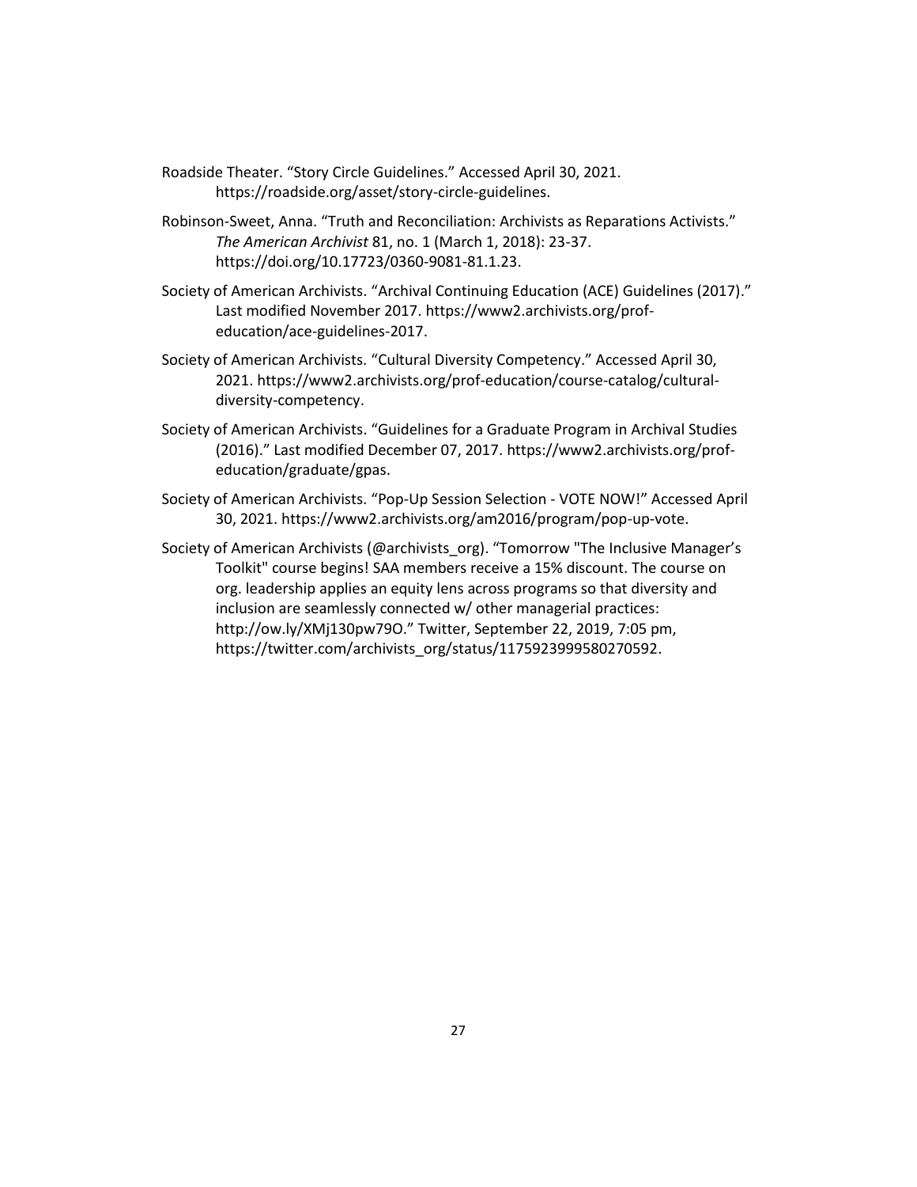Roadside Theater. “Story Circle Guidelines.” Accessed April 30, 2021. https://roadside.org/asset/story-circle-guidelines.

Robinson-Sweet, Anna. “Truth and Reconciliation: Archivists as Reparations Activists.” *The American Archivist* 81, no. 1 (March 1, 2018): 23-37. https://doi.org/10.17723/0360-9081-81.1.23.

Society of American Archivists. “Archival Continuing Education (ACE) Guidelines (2017).” Last modified November 2017. https://www2.archivists.org/prof-education/ace-guidelines-2017.

Society of American Archivists. “Cultural Diversity Competency.” Accessed April 30, 2021. https://www2.archivists.org/prof-education/course-catalog/cultural-diversity-competency.

Society of American Archivists. “Guidelines for a Graduate Program in Archival Studies (2016).” Last modified December 07, 2017. https://www2.archivists.org/prof-education/graduate/gpas.

Society of American Archivists. “Pop-Up Session Selection - VOTE NOW!” Accessed April 30, 2021. https://www2.archivists.org/am2016/program/pop-up-vote.

Society of American Archivists (@archivists_org). “Tomorrow "The Inclusive Manager’s Toolkit" course begins! SAA members receive a 15% discount. The course on org. leadership applies an equity lens across programs so that diversity and inclusion are seamlessly connected w/ other managerial practices: http://ow.ly/XMj130pw79O.” Twitter, September 22, 2019, 7:05 pm, https://twitter.com/archivists_org/status/1175923999580270592.